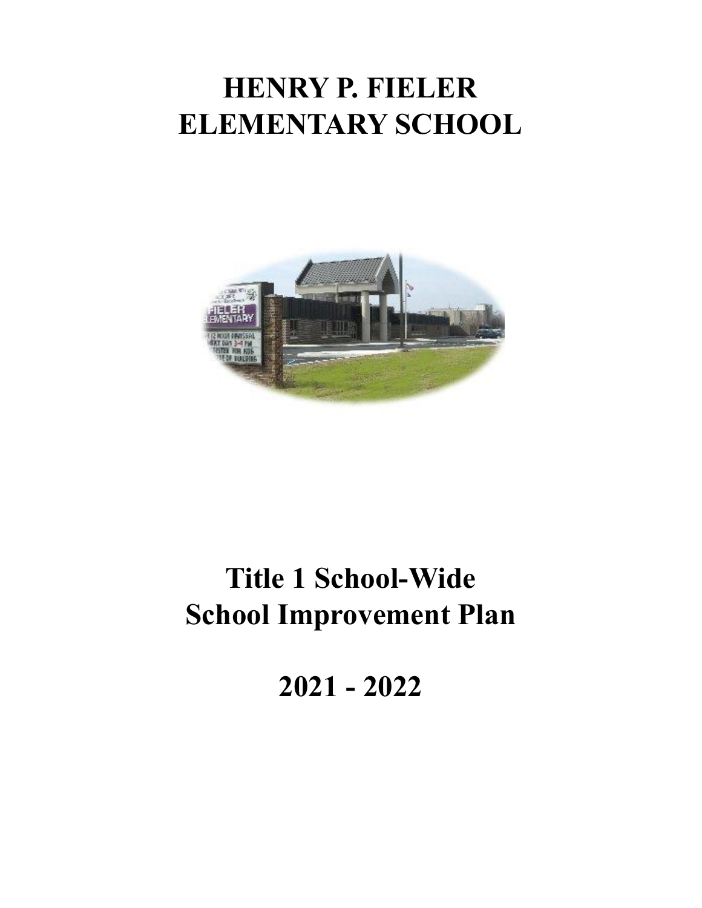# HENRY P. FIELER ELEMENTARY SCHOOL

# Title 1 School-Wide School Improvement Plan

# 2021 - 2022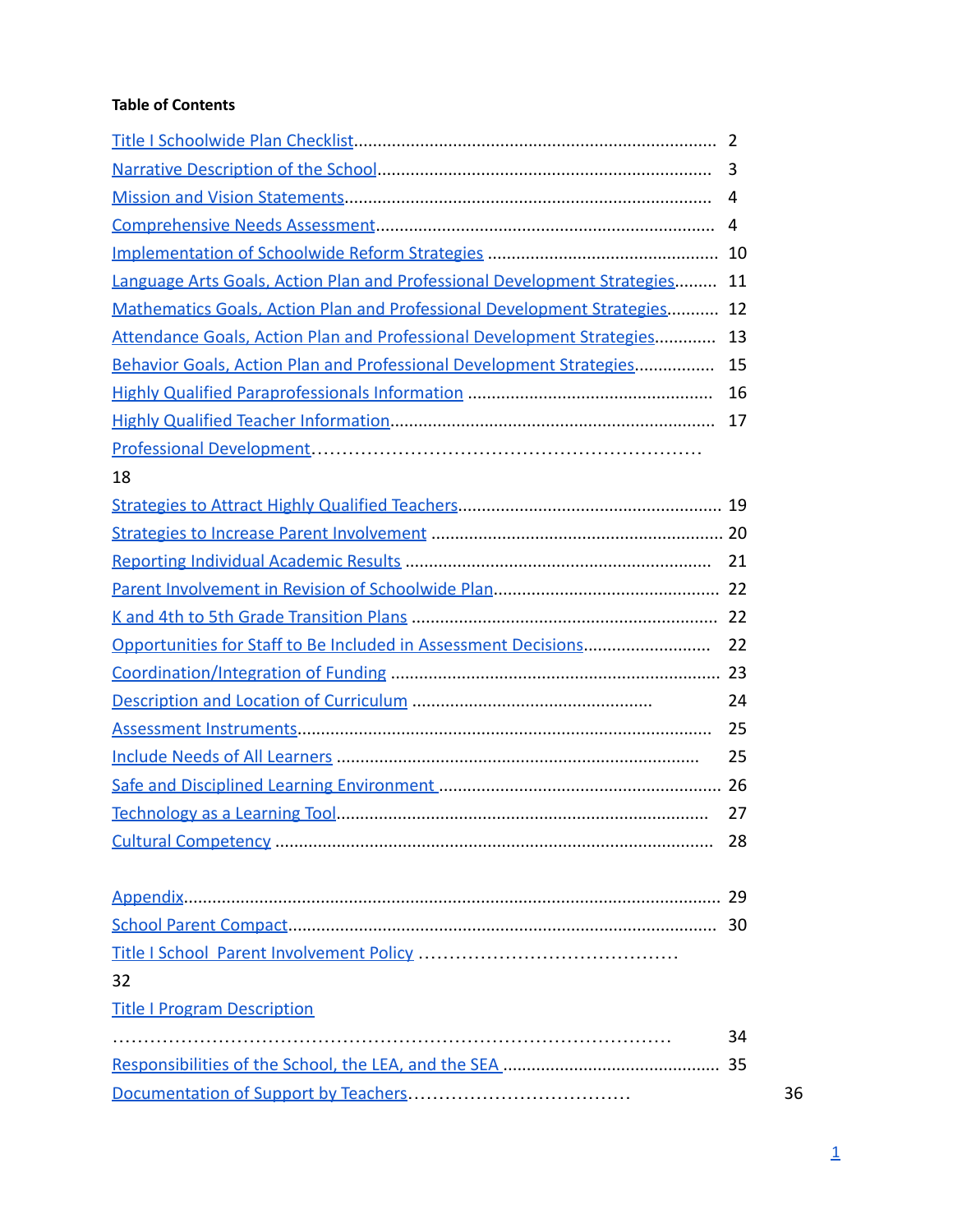**Table of Contents**

| | |
|---|---|
| Title I Schoolwide Plan Checklist | 2 |
| Narrative Description of the School | 3 |
| Mission and Vision Statements | 4 |
| Comprehensive Needs Assessment | 4 |
| Implementation of Schoolwide Reform Strategies | 10 |
| Language Arts Goals, Action Plan and Professional Development Strategies | 11 |
| Mathematics Goals, Action Plan and Professional Development Strategies | 12 |
| Attendance Goals, Action Plan and Professional Development Strategies | 13 |
| Behavior Goals, Action Plan and Professional Development Strategies | 15 |
| Highly Qualified Paraprofessionals Information | 16 |
| Highly Qualified Teacher Information | 17 |
| Professional Development | 18 |
| Strategies to Attract Highly Qualified Teachers | 19 |
| Strategies to Increase Parent Involvement | 20 |
| Reporting Individual Academic Results | 21 |
| Parent Involvement in Revision of Schoolwide Plan | 22 |
| K and 4th to 5th Grade Transition Plans | 22 |
| Opportunities for Staff to Be Included in Assessment Decisions | 22 |
| Coordination/Integration of Funding | 23 |
| Description and Location of Curriculum | 24 |
| Assessment Instruments | 25 |
| Include Needs of All Learners | 25 |
| Safe and Disciplined Learning Environment | 26 |
| Technology as a Learning Tool | 27 |
| Cultural Competency | 28 |
| | |
| Appendix | 29 |
| School Parent Compact | 30 |
| Title I School Parent Involvement Policy | 32 |
| Title I Program Description | 34 |
| Responsibilities of the School, the LEA, and the SEA | 35 |
| Documentation of Support by Teachers | 36 |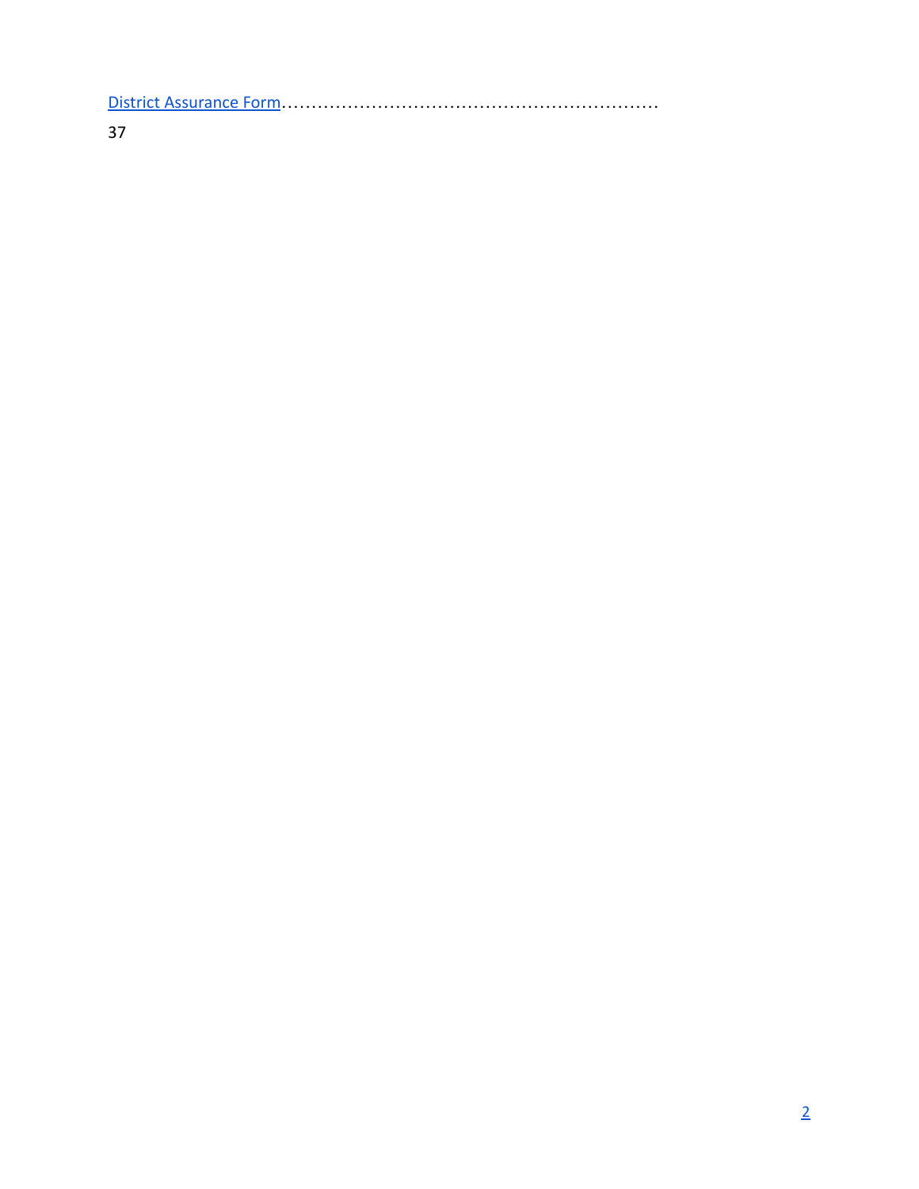[District Assurance Form](#)…………………………………………………………

37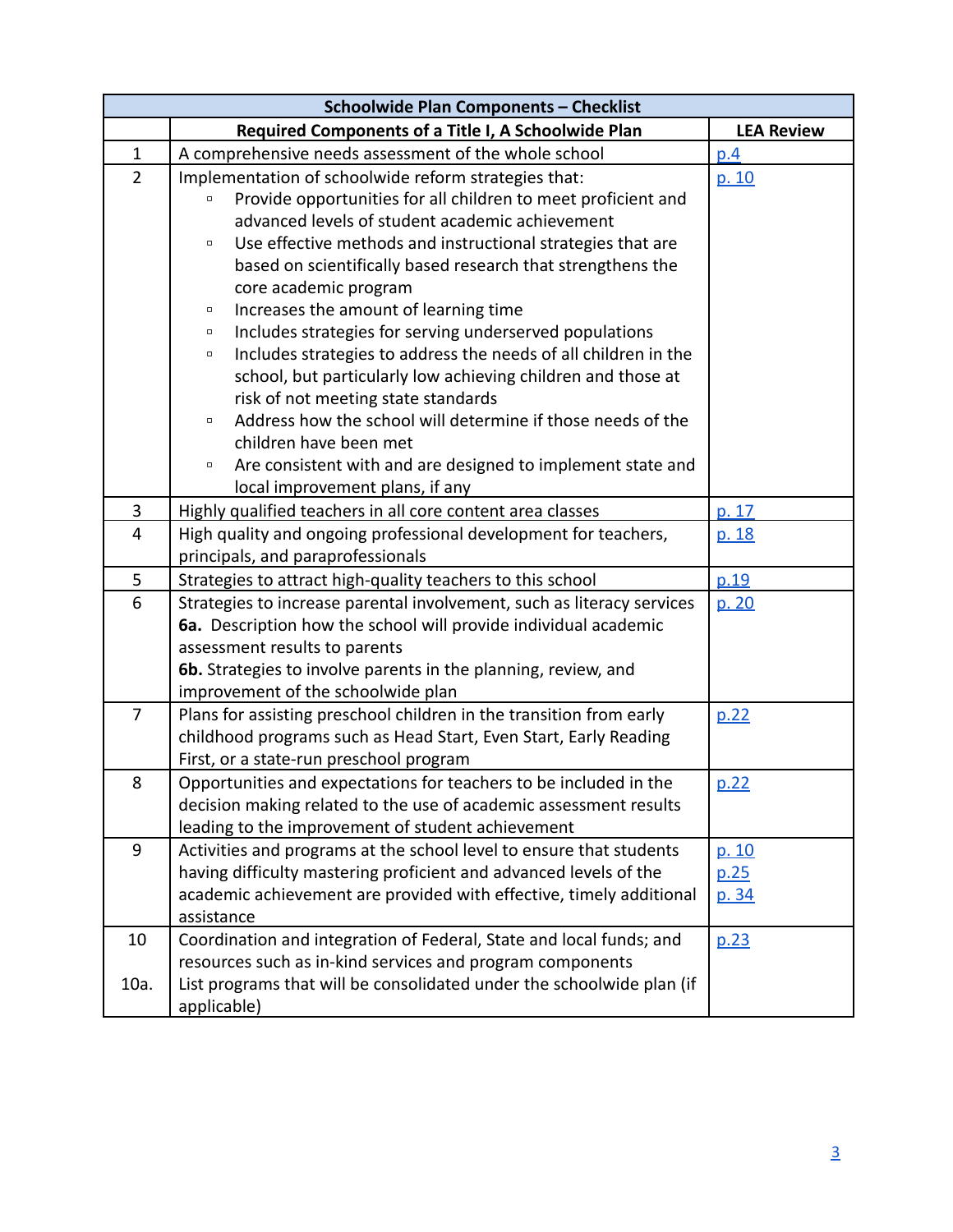| Schoolwide Plan Components – Checklist | | |
|---|---|---|
| | **Required Components of a Title I, A Schoolwide Plan** | **LEA Review** |
| 1 | A comprehensive needs assessment of the whole school | p.4 |
| 2 | Implementation of schoolwide reform strategies that:<br>▫ Provide opportunities for all children to meet proficient and advanced levels of student academic achievement<br>▫ Use effective methods and instructional strategies that are based on scientifically based research that strengthens the core academic program<br>▫ Increases the amount of learning time<br>▫ Includes strategies for serving underserved populations<br>▫ Includes strategies to address the needs of all children in the school, but particularly low achieving children and those at risk of not meeting state standards<br>▫ Address how the school will determine if those needs of the children have been met<br>▫ Are consistent with and are designed to implement state and local improvement plans, if any | p. 10 |
| 3 | Highly qualified teachers in all core content area classes | p. 17 |
| 4 | High quality and ongoing professional development for teachers, principals, and paraprofessionals | p. 18 |
| 5 | Strategies to attract high-quality teachers to this school | p.19 |
| 6 | Strategies to increase parental involvement, such as literacy services<br>**6a.** Description how the school will provide individual academic assessment results to parents<br>**6b.** Strategies to involve parents in the planning, review, and improvement of the schoolwide plan | p. 20 |
| 7 | Plans for assisting preschool children in the transition from early childhood programs such as Head Start, Even Start, Early Reading First, or a state-run preschool program | p.22 |
| 8 | Opportunities and expectations for teachers to be included in the decision making related to the use of academic assessment results leading to the improvement of student achievement | p.22 |
| 9 | Activities and programs at the school level to ensure that students having difficulty mastering proficient and advanced levels of the academic achievement are provided with effective, timely additional assistance | p. 10<br>p.25<br>p. 34 |
| 10<br><br>10a. | Coordination and integration of Federal, State and local funds; and resources such as in-kind services and program components<br>List programs that will be consolidated under the schoolwide plan (if applicable) | p.23 |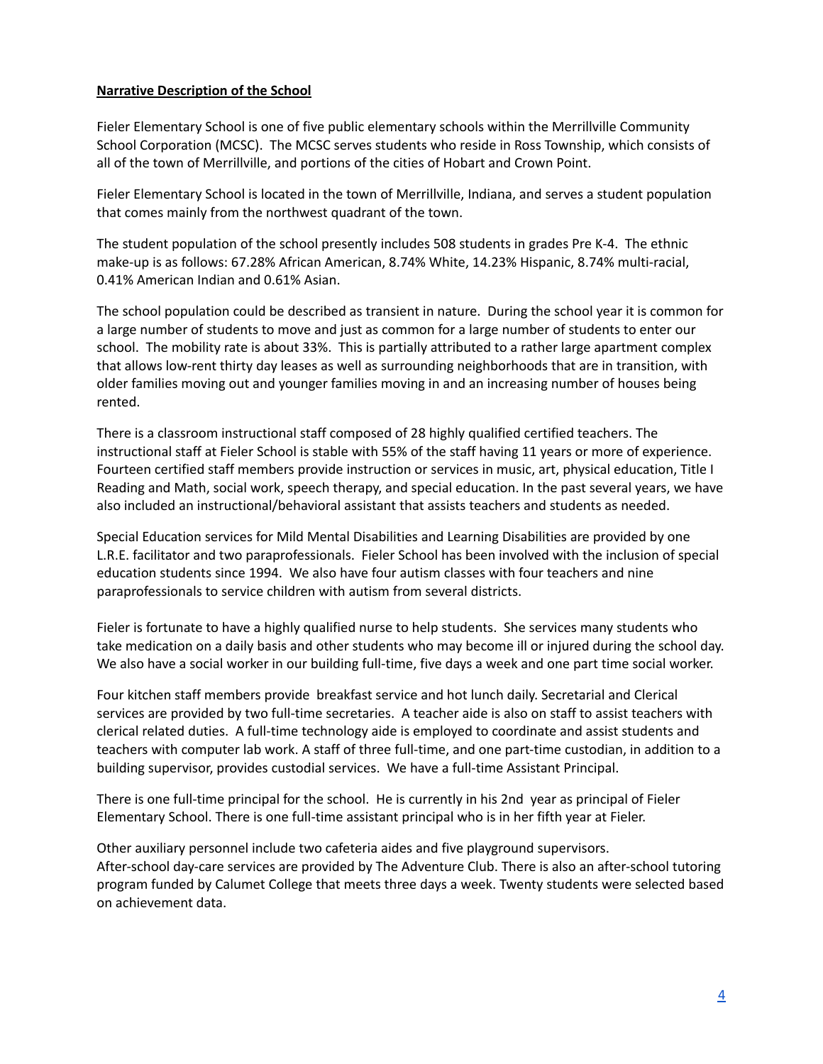**Narrative Description of the School**

Fieler Elementary School is one of five public elementary schools within the Merrillville Community School Corporation (MCSC). The MCSC serves students who reside in Ross Township, which consists of all of the town of Merrillville, and portions of the cities of Hobart and Crown Point.

Fieler Elementary School is located in the town of Merrillville, Indiana, and serves a student population that comes mainly from the northwest quadrant of the town.

The student population of the school presently includes 508 students in grades Pre K-4. The ethnic make-up is as follows: 67.28% African American, 8.74% White, 14.23% Hispanic, 8.74% multi-racial, 0.41% American Indian and 0.61% Asian.

The school population could be described as transient in nature. During the school year it is common for a large number of students to move and just as common for a large number of students to enter our school. The mobility rate is about 33%. This is partially attributed to a rather large apartment complex that allows low-rent thirty day leases as well as surrounding neighborhoods that are in transition, with older families moving out and younger families moving in and an increasing number of houses being rented.

There is a classroom instructional staff composed of 28 highly qualified certified teachers. The instructional staff at Fieler School is stable with 55% of the staff having 11 years or more of experience. Fourteen certified staff members provide instruction or services in music, art, physical education, Title I Reading and Math, social work, speech therapy, and special education. In the past several years, we have also included an instructional/behavioral assistant that assists teachers and students as needed.

Special Education services for Mild Mental Disabilities and Learning Disabilities are provided by one L.R.E. facilitator and two paraprofessionals. Fieler School has been involved with the inclusion of special education students since 1994. We also have four autism classes with four teachers and nine paraprofessionals to service children with autism from several districts.

Fieler is fortunate to have a highly qualified nurse to help students. She services many students who take medication on a daily basis and other students who may become ill or injured during the school day. We also have a social worker in our building full-time, five days a week and one part time social worker.

Four kitchen staff members provide breakfast service and hot lunch daily. Secretarial and Clerical services are provided by two full-time secretaries. A teacher aide is also on staff to assist teachers with clerical related duties. A full-time technology aide is employed to coordinate and assist students and teachers with computer lab work. A staff of three full-time, and one part-time custodian, in addition to a building supervisor, provides custodial services. We have a full-time Assistant Principal.

There is one full-time principal for the school. He is currently in his 2nd year as principal of Fieler Elementary School. There is one full-time assistant principal who is in her fifth year at Fieler.

Other auxiliary personnel include two cafeteria aides and five playground supervisors.
After-school day-care services are provided by The Adventure Club. There is also an after-school tutoring program funded by Calumet College that meets three days a week. Twenty students were selected based on achievement data.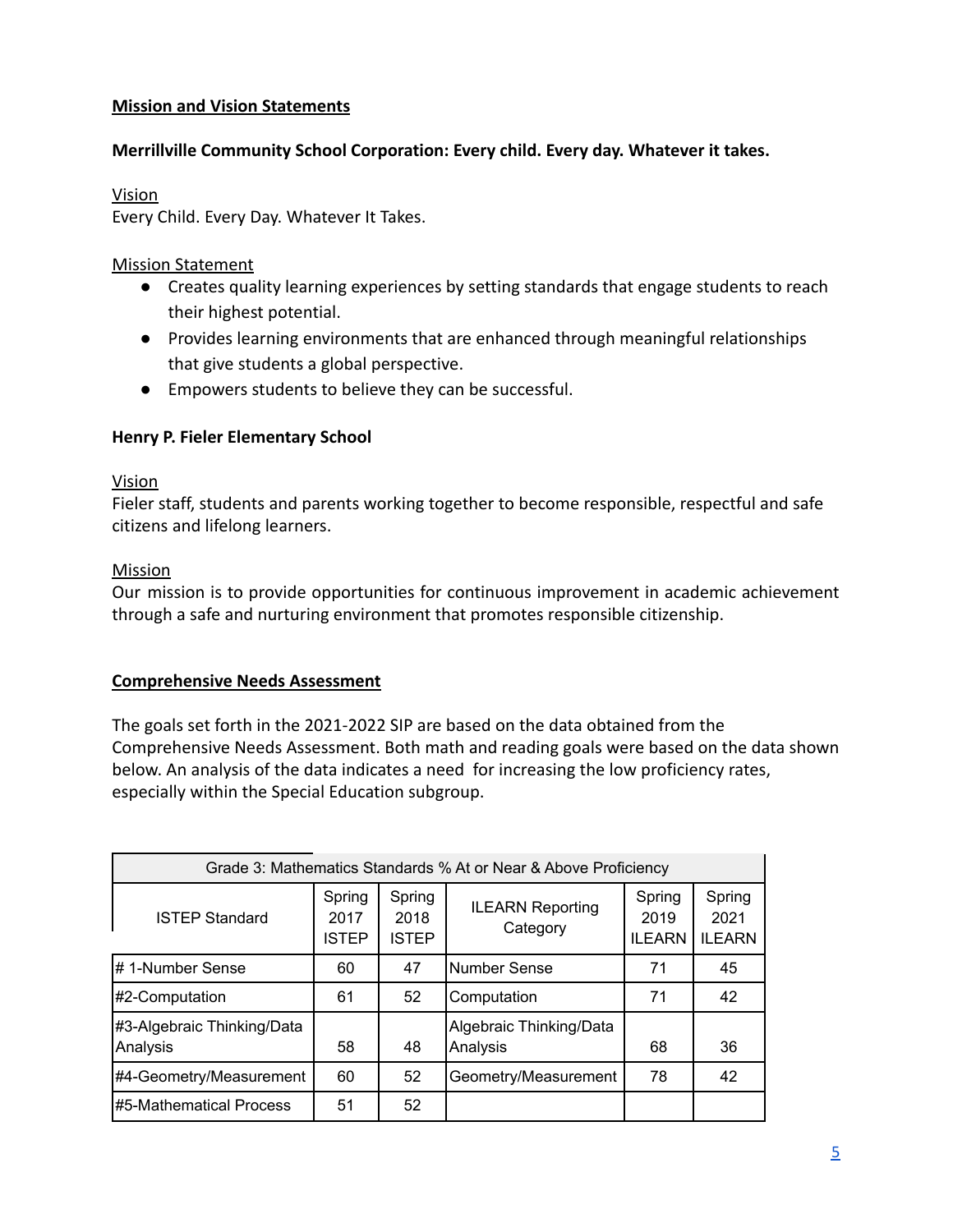**Mission and Vision Statements**

**Merrillville Community School Corporation: Every child. Every day. Whatever it takes.**

Vision

Every Child. Every Day. Whatever It Takes.

Mission Statement

- Creates quality learning experiences by setting standards that engage students to reach their highest potential.
- Provides learning environments that are enhanced through meaningful relationships that give students a global perspective.
- Empowers students to believe they can be successful.

**Henry P. Fieler Elementary School**

Vision

Fieler staff, students and parents working together to become responsible, respectful and safe citizens and lifelong learners.

Mission

Our mission is to provide opportunities for continuous improvement in academic achievement through a safe and nurturing environment that promotes responsible citizenship.

**Comprehensive Needs Assessment**

The goals set forth in the 2021-2022 SIP are based on the data obtained from the Comprehensive Needs Assessment. Both math and reading goals were based on the data shown below. An analysis of the data indicates a need for increasing the low proficiency rates, especially within the Special Education subgroup.

| Grade 3: Mathematics Standards % At or Near & Above Proficiency | | | | | |
|---|---|---|---|---|---|
| ISTEP Standard | Spring 2017 ISTEP | Spring 2018 ISTEP | ILEARN Reporting Category | Spring 2019 ILEARN | Spring 2021 ILEARN |
| # 1-Number Sense | 60 | 47 | Number Sense | 71 | 45 |
| #2-Computation | 61 | 52 | Computation | 71 | 42 |
| #3-Algebraic Thinking/Data Analysis | 58 | 48 | Algebraic Thinking/Data Analysis | 68 | 36 |
| #4-Geometry/Measurement | 60 | 52 | Geometry/Measurement | 78 | 42 |
| #5-Mathematical Process | 51 | 52 | | | |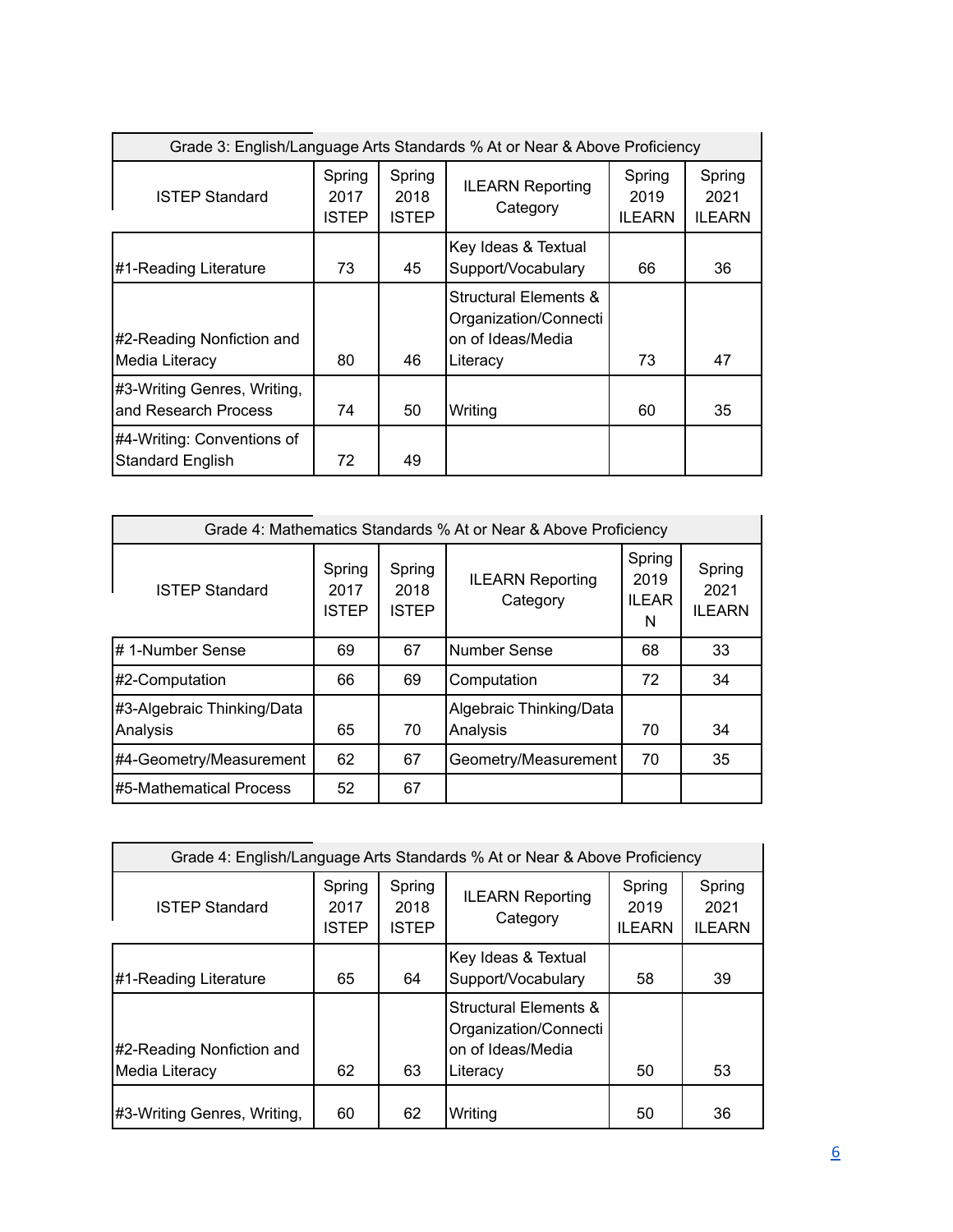| Grade 3: English/Language Arts Standards % At or Near & Above Proficiency | | | | | |
|---|---|---|---|---|---|
| ISTEP Standard | Spring 2017 ISTEP | Spring 2018 ISTEP | ILEARN Reporting Category | Spring 2019 ILEARN | Spring 2021 ILEARN |
| #1-Reading Literature | 73 | 45 | Key Ideas & Textual Support/Vocabulary | 66 | 36 |
| #2-Reading Nonfiction and Media Literacy | 80 | 46 | Structural Elements & Organization/Connection of Ideas/Media Literacy | 73 | 47 |
| #3-Writing Genres, Writing, and Research Process | 74 | 50 | Writing | 60 | 35 |
| #4-Writing: Conventions of Standard English | 72 | 49 | | | |

| Grade 4: Mathematics Standards % At or Near & Above Proficiency | | | | | |
|---|---|---|---|---|---|
| ISTEP Standard | Spring 2017 ISTEP | Spring 2018 ISTEP | ILEARN Reporting Category | Spring 2019 ILEARN | Spring 2021 ILEARN |
| # 1-Number Sense | 69 | 67 | Number Sense | 68 | 33 |
| #2-Computation | 66 | 69 | Computation | 72 | 34 |
| #3-Algebraic Thinking/Data Analysis | 65 | 70 | Algebraic Thinking/Data Analysis | 70 | 34 |
| #4-Geometry/Measurement | 62 | 67 | Geometry/Measurement | 70 | 35 |
| #5-Mathematical Process | 52 | 67 | | | |

| Grade 4: English/Language Arts Standards % At or Near & Above Proficiency | | | | | |
|---|---|---|---|---|---|
| ISTEP Standard | Spring 2017 ISTEP | Spring 2018 ISTEP | ILEARN Reporting Category | Spring 2019 ILEARN | Spring 2021 ILEARN |
| #1-Reading Literature | 65 | 64 | Key Ideas & Textual Support/Vocabulary | 58 | 39 |
| #2-Reading Nonfiction and Media Literacy | 62 | 63 | Structural Elements & Organization/Connection of Ideas/Media Literacy | 50 | 53 |
| #3-Writing Genres, Writing, | 60 | 62 | Writing | 50 | 36 |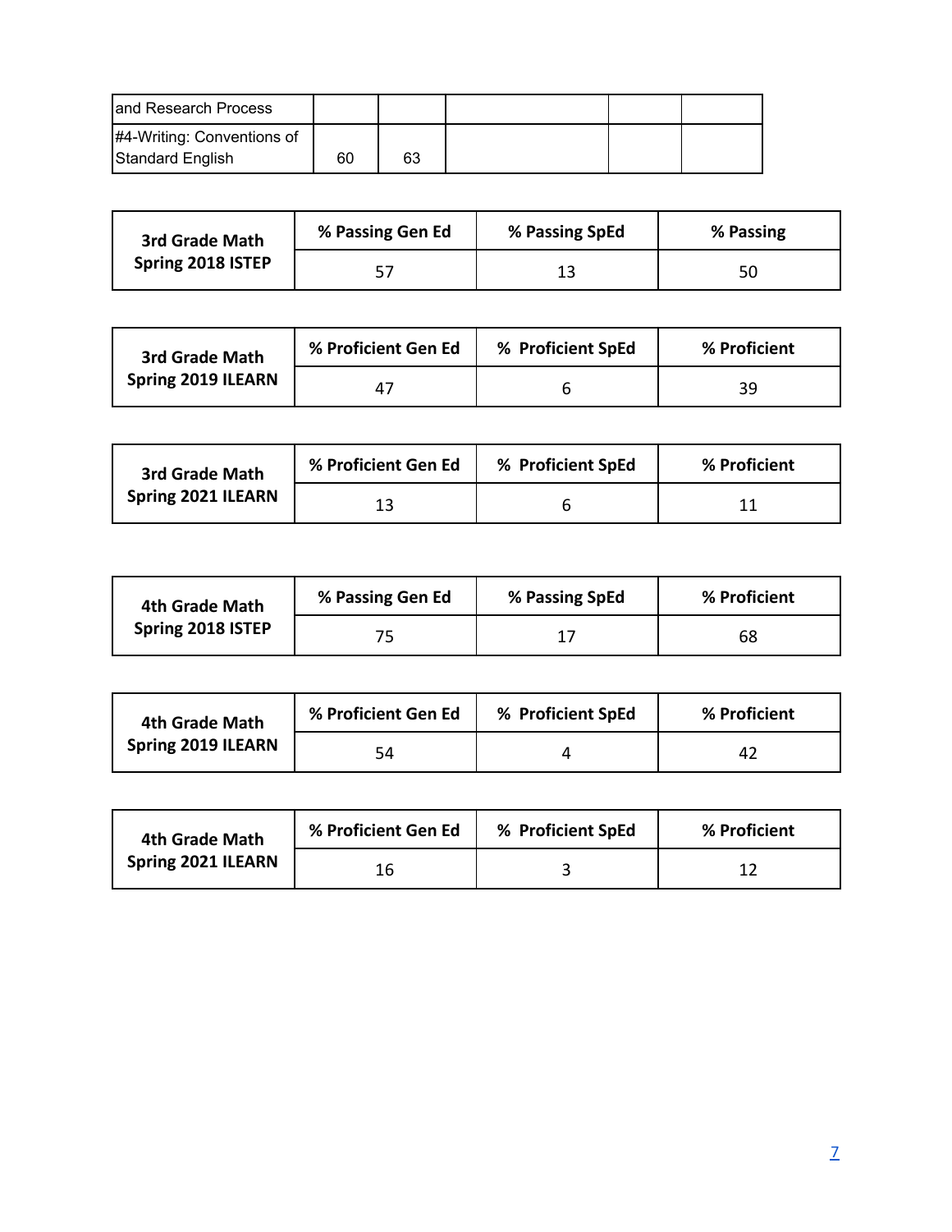| and Research Process | | | | | |
|---|---|---|---|---|---|
| #4-Writing: Conventions of Standard English | 60 | 63 | | | |

| 3rd Grade Math Spring 2018 ISTEP | % Passing Gen Ed | % Passing SpEd | % Passing |
|---|---|---|---|
| | 57 | 13 | 50 |

| 3rd Grade Math Spring 2019 ILEARN | % Proficient Gen Ed | % Proficient SpEd | % Proficient |
|---|---|---|---|
| | 47 | 6 | 39 |

| 3rd Grade Math Spring 2021 ILEARN | % Proficient Gen Ed | % Proficient SpEd | % Proficient |
|---|---|---|---|
| | 13 | 6 | 11 |

| 4th Grade Math Spring 2018 ISTEP | % Passing Gen Ed | % Passing SpEd | % Proficient |
|---|---|---|---|
| | 75 | 17 | 68 |

| 4th Grade Math Spring 2019 ILEARN | % Proficient Gen Ed | % Proficient SpEd | % Proficient |
|---|---|---|---|
| | 54 | 4 | 42 |

| 4th Grade Math Spring 2021 ILEARN | % Proficient Gen Ed | % Proficient SpEd | % Proficient |
|---|---|---|---|
| | 16 | 3 | 12 |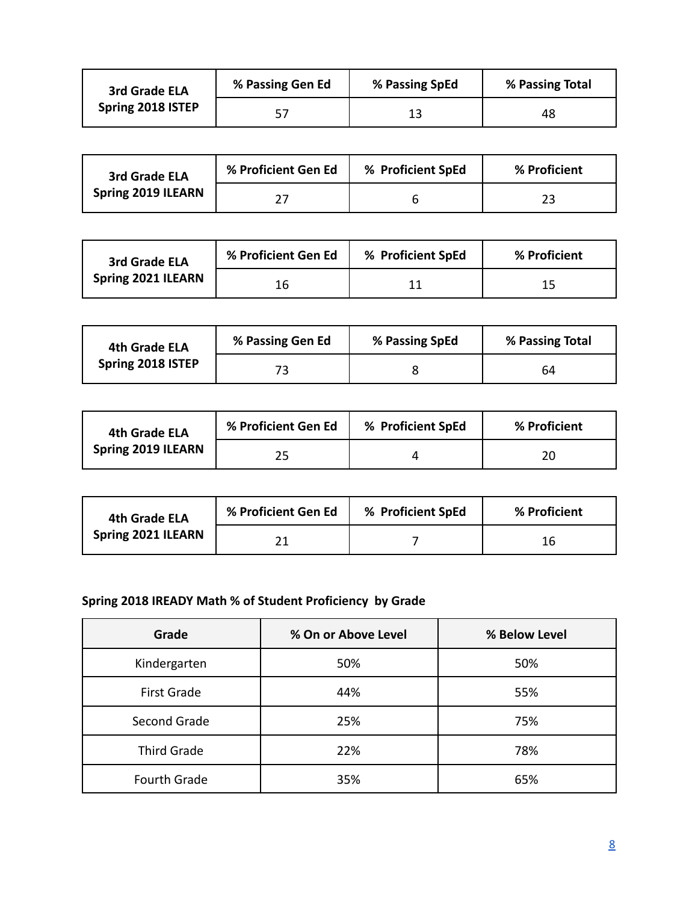| 3rd Grade ELA Spring 2018 ISTEP | % Passing Gen Ed | % Passing SpEd | % Passing Total |
|---|---|---|---|
| | 57 | 13 | 48 |

| 3rd Grade ELA Spring 2019 ILEARN | % Proficient Gen Ed | % Proficient SpEd | % Proficient |
|---|---|---|---|
| | 27 | 6 | 23 |

| 3rd Grade ELA Spring 2021 ILEARN | % Proficient Gen Ed | % Proficient SpEd | % Proficient |
|---|---|---|---|
| | 16 | 11 | 15 |

| 4th Grade ELA Spring 2018 ISTEP | % Passing Gen Ed | % Passing SpEd | % Passing Total |
|---|---|---|---|
| | 73 | 8 | 64 |

| 4th Grade ELA Spring 2019 ILEARN | % Proficient Gen Ed | % Proficient SpEd | % Proficient |
|---|---|---|---|
| | 25 | 4 | 20 |

| 4th Grade ELA Spring 2021 ILEARN | % Proficient Gen Ed | % Proficient SpEd | % Proficient |
|---|---|---|---|
| | 21 | 7 | 16 |

**Spring 2018 IREADY Math % of Student Proficiency by Grade**

| Grade | % On or Above Level | % Below Level |
|---|---|---|
| Kindergarten | 50% | 50% |
| First Grade | 44% | 55% |
| Second Grade | 25% | 75% |
| Third Grade | 22% | 78% |
| Fourth Grade | 35% | 65% |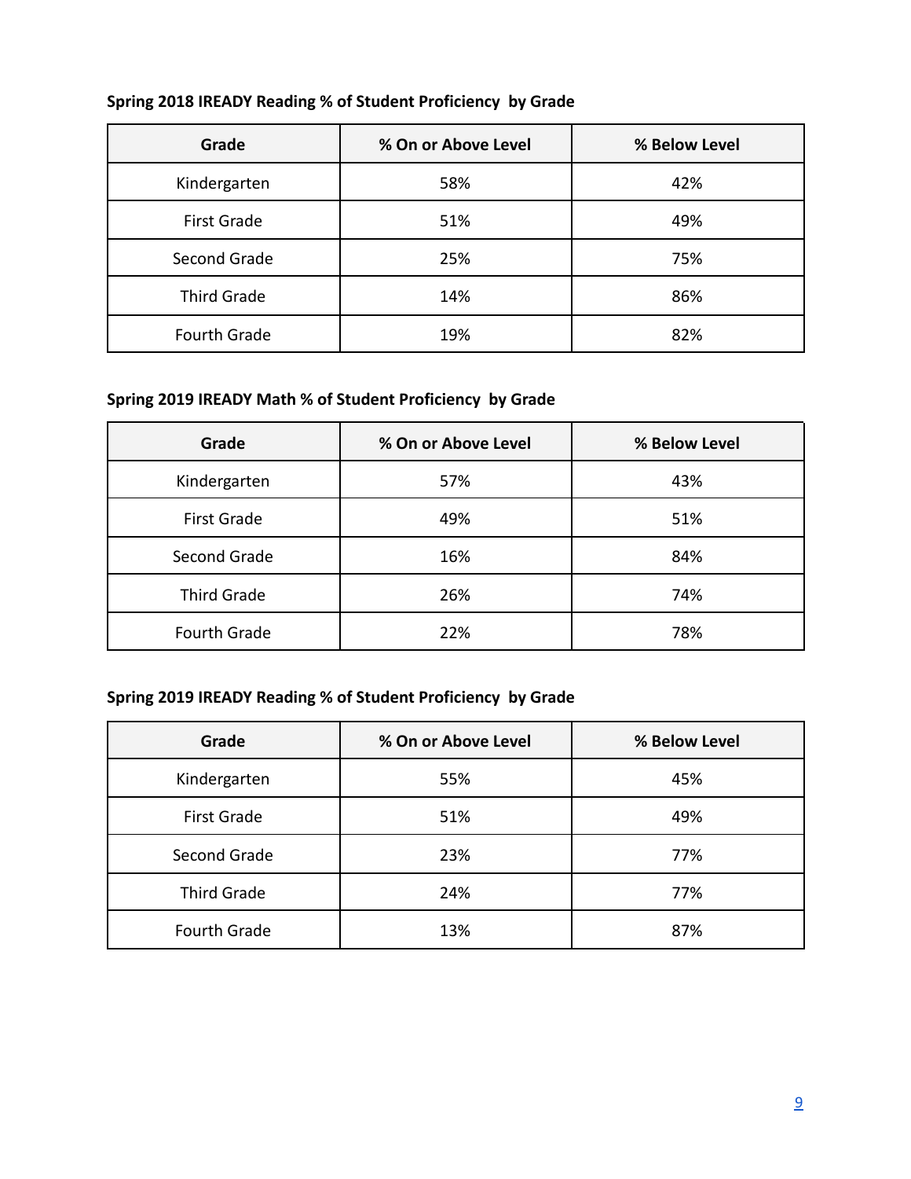**Spring 2018 IREADY Reading % of Student Proficiency by Grade**

| Grade | % On or Above Level | % Below Level |
|---|---|---|
| Kindergarten | 58% | 42% |
| First Grade | 51% | 49% |
| Second Grade | 25% | 75% |
| Third Grade | 14% | 86% |
| Fourth Grade | 19% | 82% |

**Spring 2019 IREADY Math % of Student Proficiency by Grade**

| Grade | % On or Above Level | % Below Level |
|---|---|---|
| Kindergarten | 57% | 43% |
| First Grade | 49% | 51% |
| Second Grade | 16% | 84% |
| Third Grade | 26% | 74% |
| Fourth Grade | 22% | 78% |

**Spring 2019 IREADY Reading % of Student Proficiency by Grade**

| Grade | % On or Above Level | % Below Level |
|---|---|---|
| Kindergarten | 55% | 45% |
| First Grade | 51% | 49% |
| Second Grade | 23% | 77% |
| Third Grade | 24% | 77% |
| Fourth Grade | 13% | 87% |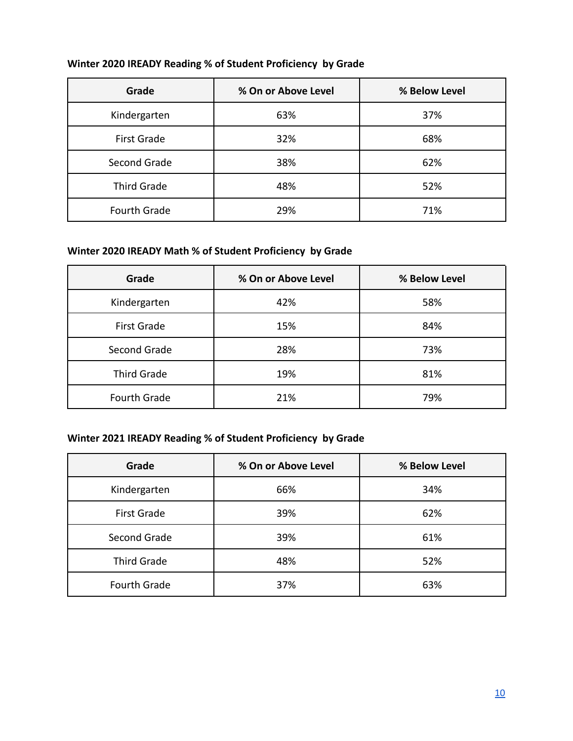**Winter 2020 IREADY Reading % of Student Proficiency by Grade**

| Grade | % On or Above Level | % Below Level |
|---|---|---|
| Kindergarten | 63% | 37% |
| First Grade | 32% | 68% |
| Second Grade | 38% | 62% |
| Third Grade | 48% | 52% |
| Fourth Grade | 29% | 71% |

**Winter 2020 IREADY Math % of Student Proficiency by Grade**

| Grade | % On or Above Level | % Below Level |
|---|---|---|
| Kindergarten | 42% | 58% |
| First Grade | 15% | 84% |
| Second Grade | 28% | 73% |
| Third Grade | 19% | 81% |
| Fourth Grade | 21% | 79% |

**Winter 2021 IREADY Reading % of Student Proficiency by Grade**

| Grade | % On or Above Level | % Below Level |
|---|---|---|
| Kindergarten | 66% | 34% |
| First Grade | 39% | 62% |
| Second Grade | 39% | 61% |
| Third Grade | 48% | 52% |
| Fourth Grade | 37% | 63% |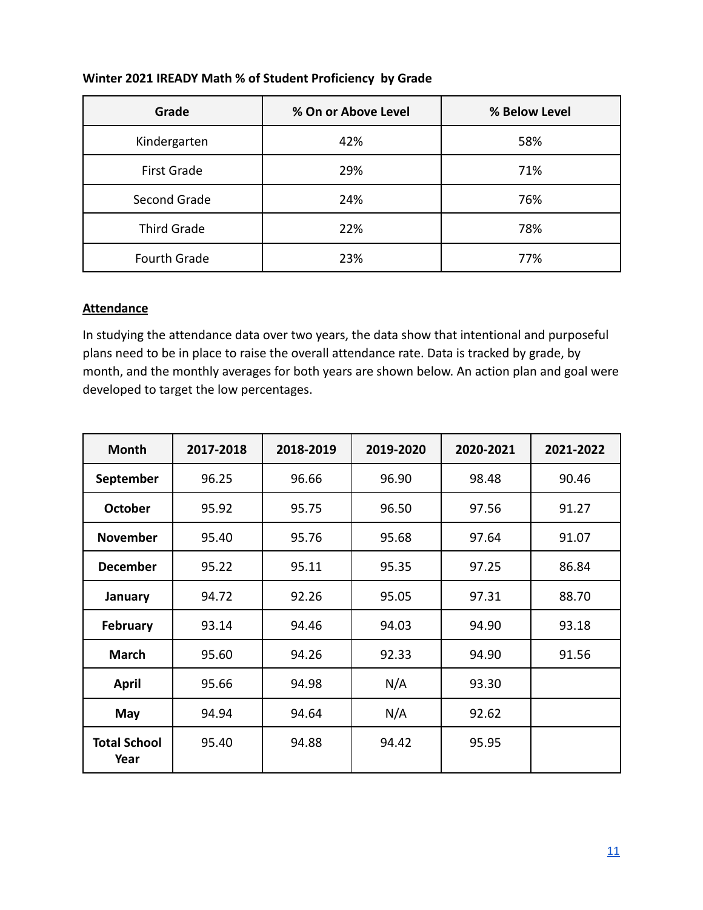**Winter 2021 IREADY Math % of Student Proficiency by Grade**

| Grade | % On or Above Level | % Below Level |
|---|---|---|
| Kindergarten | 42% | 58% |
| First Grade | 29% | 71% |
| Second Grade | 24% | 76% |
| Third Grade | 22% | 78% |
| Fourth Grade | 23% | 77% |

**Attendance**

In studying the attendance data over two years, the data show that intentional and purposeful plans need to be in place to raise the overall attendance rate. Data is tracked by grade, by month, and the monthly averages for both years are shown below. An action plan and goal were developed to target the low percentages.

| Month | 2017-2018 | 2018-2019 | 2019-2020 | 2020-2021 | 2021-2022 |
|---|---|---|---|---|---|
| **September** | 96.25 | 96.66 | 96.90 | 98.48 | 90.46 |
| **October** | 95.92 | 95.75 | 96.50 | 97.56 | 91.27 |
| **November** | 95.40 | 95.76 | 95.68 | 97.64 | 91.07 |
| **December** | 95.22 | 95.11 | 95.35 | 97.25 | 86.84 |
| **January** | 94.72 | 92.26 | 95.05 | 97.31 | 88.70 |
| **February** | 93.14 | 94.46 | 94.03 | 94.90 | 93.18 |
| **March** | 95.60 | 94.26 | 92.33 | 94.90 | 91.56 |
| **April** | 95.66 | 94.98 | N/A | 93.30 | |
| **May** | 94.94 | 94.64 | N/A | 92.62 | |
| **Total School Year** | 95.40 | 94.88 | 94.42 | 95.95 | |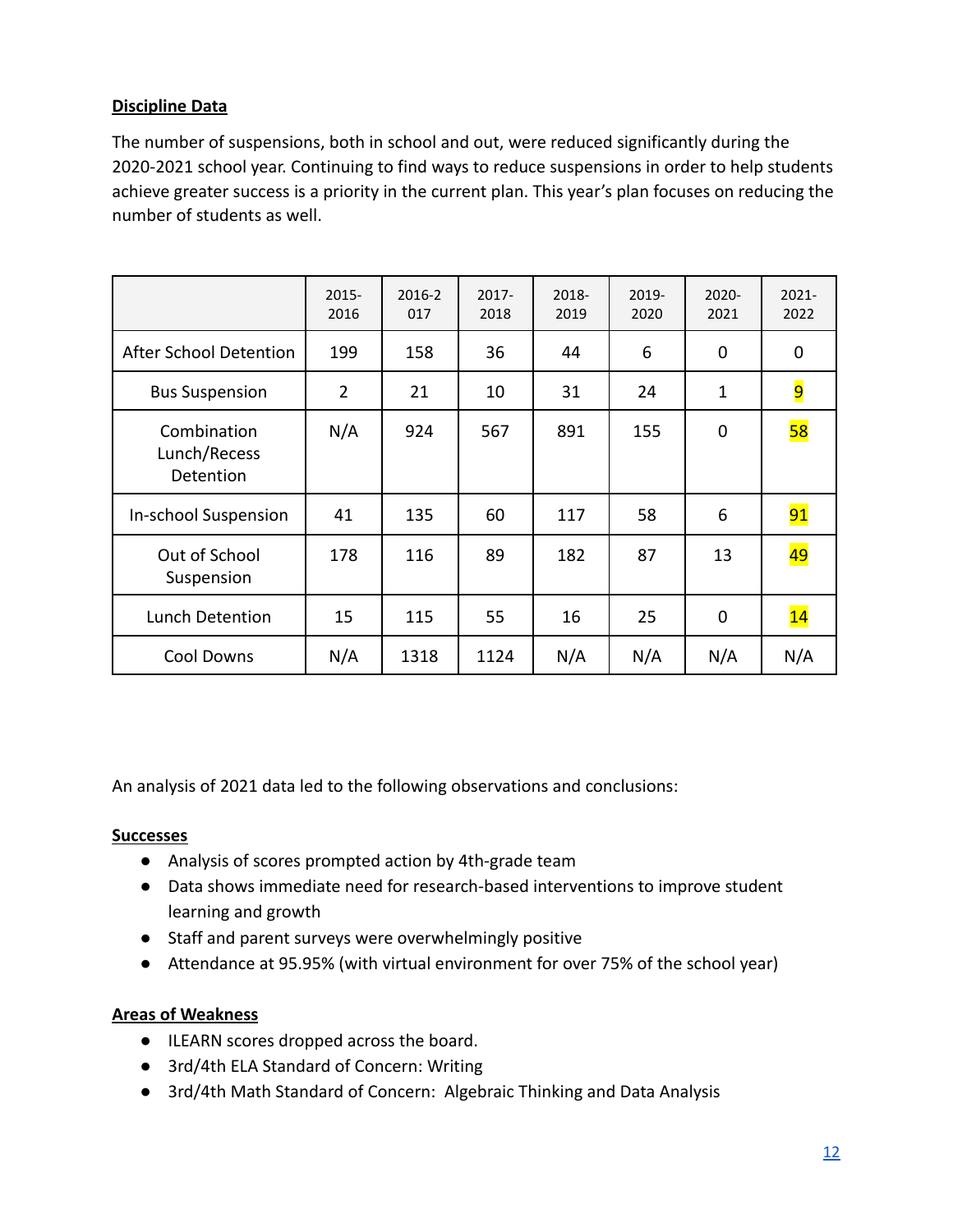**Discipline Data**

The number of suspensions, both in school and out, were reduced significantly during the 2020-2021 school year. Continuing to find ways to reduce suspensions in order to help students achieve greater success is a priority in the current plan. This year's plan focuses on reducing the number of students as well.

| | 2015-2016 | 2016-2017 | 2017-2018 | 2018-2019 | 2019-2020 | 2020-2021 | 2021-2022 |
|---|---|---|---|---|---|---|---|
| After School Detention | 199 | 158 | 36 | 44 | 6 | 0 | 0 |
| Bus Suspension | 2 | 21 | 10 | 31 | 24 | 1 | 9 |
| Combination Lunch/Recess Detention | N/A | 924 | 567 | 891 | 155 | 0 | 58 |
| In-school Suspension | 41 | 135 | 60 | 117 | 58 | 6 | 91 |
| Out of School Suspension | 178 | 116 | 89 | 182 | 87 | 13 | 49 |
| Lunch Detention | 15 | 115 | 55 | 16 | 25 | 0 | 14 |
| Cool Downs | N/A | 1318 | 1124 | N/A | N/A | N/A | N/A |

An analysis of 2021 data led to the following observations and conclusions:

**Successes**

- Analysis of scores prompted action by 4th-grade team
- Data shows immediate need for research-based interventions to improve student learning and growth
- Staff and parent surveys were overwhelmingly positive
- Attendance at 95.95% (with virtual environment for over 75% of the school year)

**Areas of Weakness**

- ILEARN scores dropped across the board.
- 3rd/4th ELA Standard of Concern: Writing
- 3rd/4th Math Standard of Concern: Algebraic Thinking and Data Analysis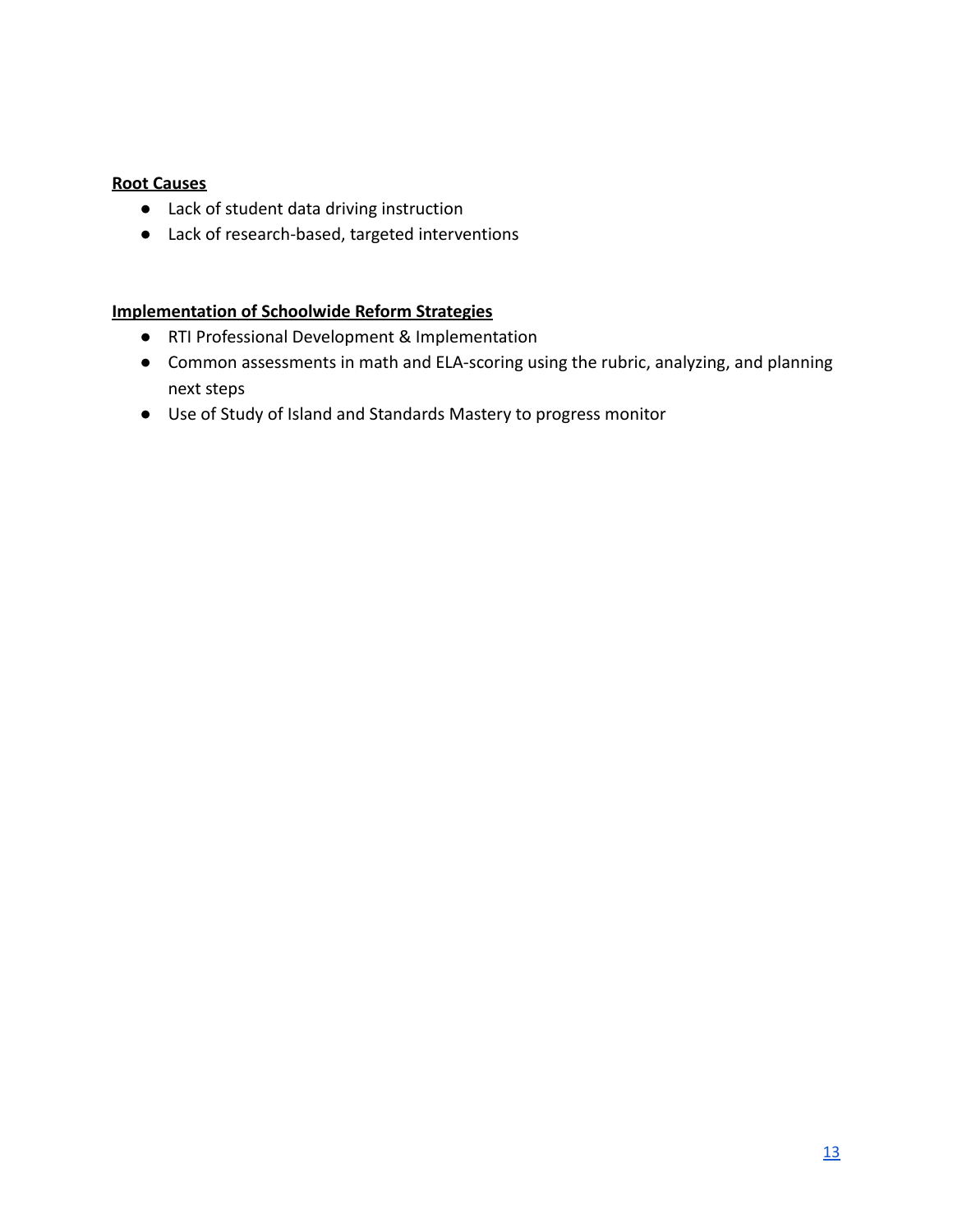**Root Causes**

- Lack of student data driving instruction
- Lack of research-based, targeted interventions

**Implementation of Schoolwide Reform Strategies**

- RTI Professional Development & Implementation
- Common assessments in math and ELA-scoring using the rubric, analyzing, and planning next steps
- Use of Study of Island and Standards Mastery to progress monitor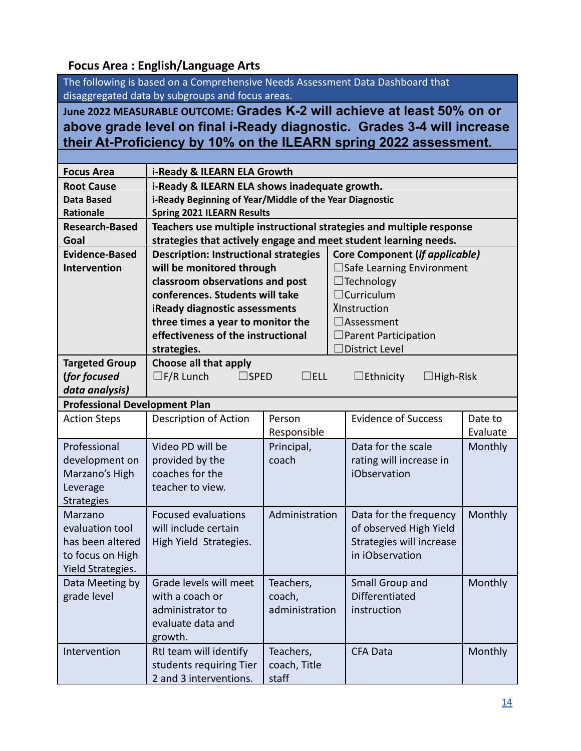### Focus Area : English/Language Arts

| The following is based on a Comprehensive Needs Assessment Data Dashboard that disaggregated data by subgroups and focus areas. | | | | |
|---|---|---|---|---|
| **June 2022 MEASURABLE OUTCOME: Grades K-2 will achieve at least 50% on or above grade level on final i-Ready diagnostic. Grades 3-4 will increase their At-Proficiency by 10% on the ILEARN spring 2022 assessment.** | | | | |
| **Focus Area** | **i-Ready & ILEARN ELA Growth** | | | |
| **Root Cause** | **i-Ready & ILEARN ELA shows inadequate growth.** | | | |
| **Data Based Rationale** | **i-Ready Beginning of Year/Middle of the Year Diagnostic**<br>**Spring 2021 ILEARN Results** | | | |
| **Research-Based Goal** | **Teachers use multiple instructional strategies and multiple response strategies that actively engage and meet student learning needs.** | | | |
| **Evidence-Based Intervention** | **Description: Instructional strategies will be monitored through classroom observations and post conferences. Students will take iReady diagnostic assessments three times a year to monitor the effectiveness of the instructional strategies.** | | **Core Component (*if applicable*)**<br>☐Safe Learning Environment<br>☐Technology<br>☐Curriculum<br>XInstruction<br>☐Assessment<br>☐Parent Participation<br>☐District Level | |
| **Targeted Group (*for focused data analysis*)** | **Choose all that apply**<br>☐F/R Lunch ☐SPED ☐ELL ☐Ethnicity ☐High-Risk | | | |
| **Professional Development Plan** | | | | |
| Action Steps | Description of Action | Person Responsible | Evidence of Success | Date to Evaluate |
| Professional development on Marzano's High Leverage Strategies | Video PD will be provided by the coaches for the teacher to view. | Principal, coach | Data for the scale rating will increase in iObservation | Monthly |
| Marzano evaluation tool has been altered to focus on High Yield Strategies. | Focused evaluations will include certain High Yield Strategies. | Administration | Data for the frequency of observed High Yield Strategies will increase in iObservation | Monthly |
| Data Meeting by grade level | Grade levels will meet with a coach or administrator to evaluate data and growth. | Teachers, coach, administration | Small Group and Differentiated instruction | Monthly |
| Intervention | RtI team will identify students requiring Tier 2 and 3 interventions. | Teachers, coach, Title staff | CFA Data | Monthly |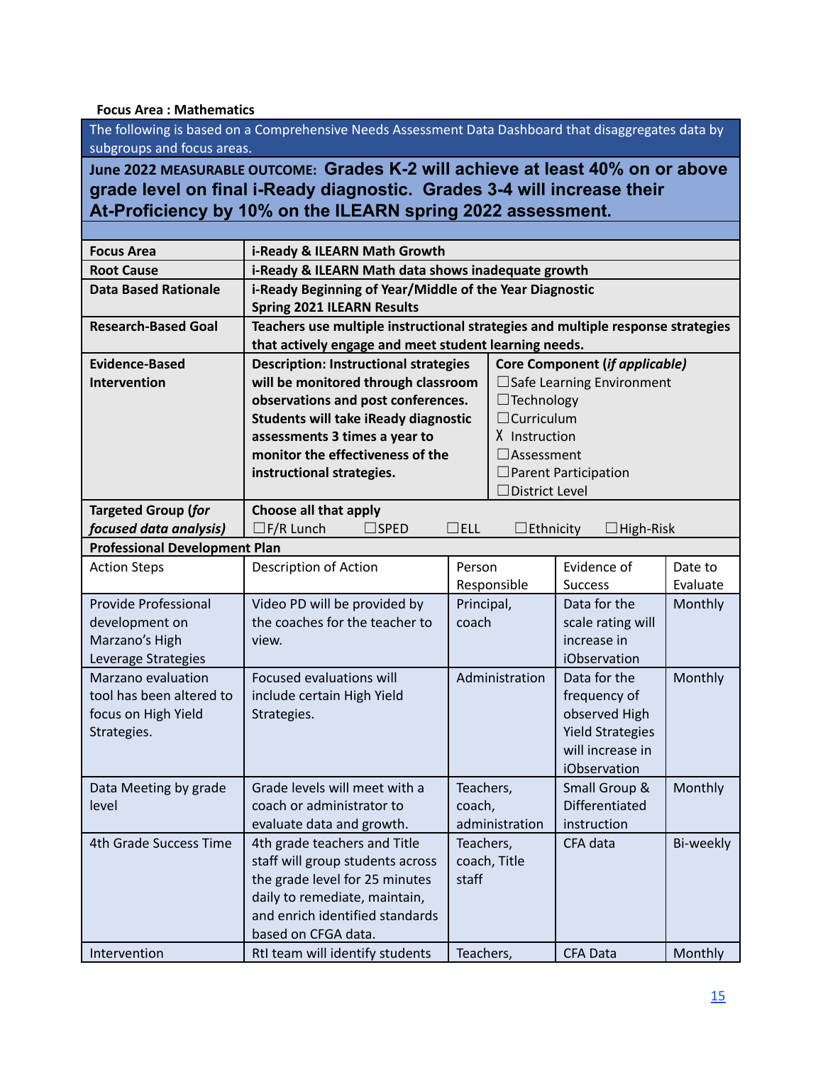**Focus Area : Mathematics**

The following is based on a Comprehensive Needs Assessment Data Dashboard that disaggregates data by subgroups and focus areas.

**June 2022 MEASURABLE OUTCOME: Grades K-2 will achieve at least 40% on or above grade level on final i-Ready diagnostic. Grades 3-4 will increase their At-Proficiency by 10% on the ILEARN spring 2022 assessment.**

| | | | | |
|---|---|---|---|---|
| **Focus Area** | **i-Ready & ILEARN Math Growth** | | | |
| **Root Cause** | **i-Ready & ILEARN Math data shows inadequate growth** | | | |
| **Data Based Rationale** | **i-Ready Beginning of Year/Middle of the Year Diagnostic<br>Spring 2021 ILEARN Results** | | | |
| **Research-Based Goal** | **Teachers use multiple instructional strategies and multiple response strategies that actively engage and meet student learning needs.** | | | |
| **Evidence-Based Intervention** | **Description: Instructional strategies will be monitored through classroom observations and post conferences. Students will take iReady diagnostic assessments 3 times a year to monitor the effectiveness of the instructional strategies.** | **Core Component (*if applicable)*<br>☐Safe Learning Environment<br>☐Technology<br>☐Curriculum<br>X Instruction<br>☐Assessment<br>☐Parent Participation<br>☐District Level** | | |
| **Targeted Group (*for focused data analysis)*** | **Choose all that apply**<br>☐F/R Lunch ☐SPED ☐ELL ☐Ethnicity ☐High-Risk | | | |
| **Professional Development Plan** | | | | |
| Action Steps | Description of Action | Person Responsible | Evidence of Success | Date to Evaluate |
| Provide Professional development on Marzano's High Leverage Strategies | Video PD will be provided by the coaches for the teacher to view. | Principal, coach | Data for the scale rating will increase in iObservation | Monthly |
| Marzano evaluation tool has been altered to focus on High Yield Strategies. | Focused evaluations will include certain High Yield Strategies. | Administration | Data for the frequency of observed High Yield Strategies will increase in iObservation | Monthly |
| Data Meeting by grade level | Grade levels will meet with a coach or administrator to evaluate data and growth. | Teachers, coach, administration | Small Group & Differentiated instruction | Monthly |
| 4th Grade Success Time | 4th grade teachers and Title staff will group students across the grade level for 25 minutes daily to remediate, maintain, and enrich identified standards based on CFGA data. | Teachers, coach, Title staff | CFA data | Bi-weekly |
| Intervention | RtI team will identify students | Teachers, | CFA Data | Monthly |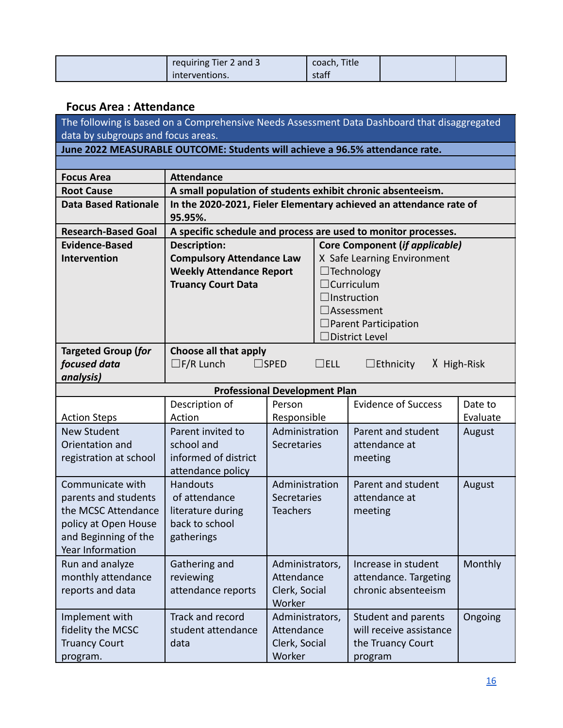| | requiring Tier 2 and 3 interventions. | coach, Title staff | | |
|---|---|---|---|---|

### Focus Area : Attendance

| The following is based on a Comprehensive Needs Assessment Data Dashboard that disaggregated data by subgroups and focus areas. | |
|---|---|
| **June 2022 MEASURABLE OUTCOME: Students will achieve a 96.5% attendance rate.** | |
| | |
| **Focus Area** | **Attendance** |
| **Root Cause** | **A small population of students exhibit chronic absenteeism.** |
| **Data Based Rationale** | **In the 2020-2021, Fieler Elementary achieved an attendance rate of 95.95%.** |
| **Research-Based Goal** | **A specific schedule and process are used to monitor processes.** |
| **Evidence-Based Intervention** | **Description:**<br>**Compulsory Attendance Law**<br>**Weekly Attendance Report**<br>**Truancy Court Data**<br><br>**Core Component (*if applicable*)**<br>X Safe Learning Environment<br>☐Technology<br>☐Curriculum<br>☐Instruction<br>☐Assessment<br>☐Parent Participation<br>☐District Level |
| **Targeted Group (*for focused data analysis*)** | **Choose all that apply**<br>☐F/R Lunch ☐SPED ☐ELL ☐Ethnicity X High-Risk |

**Professional Development Plan**

| Action Steps | Description of Action | Person Responsible | Evidence of Success | Date to Evaluate |
|---|---|---|---|---|
| New Student Orientation and registration at school | Parent invited to school and informed of district attendance policy | Administration Secretaries | Parent and student attendance at meeting | August |
| Communicate with parents and students the MCSC Attendance policy at Open House and Beginning of the Year Information | Handouts of attendance literature during back to school gatherings | Administration Secretaries Teachers | Parent and student attendance at meeting | August |
| Run and analyze monthly attendance reports and data | Gathering and reviewing attendance reports | Administrators, Attendance Clerk, Social Worker | Increase in student attendance. Targeting chronic absenteeism | Monthly |
| Implement with fidelity the MCSC Truancy Court program. | Track and record student attendance data | Administrators, Attendance Clerk, Social Worker | Student and parents will receive assistance the Truancy Court program | Ongoing |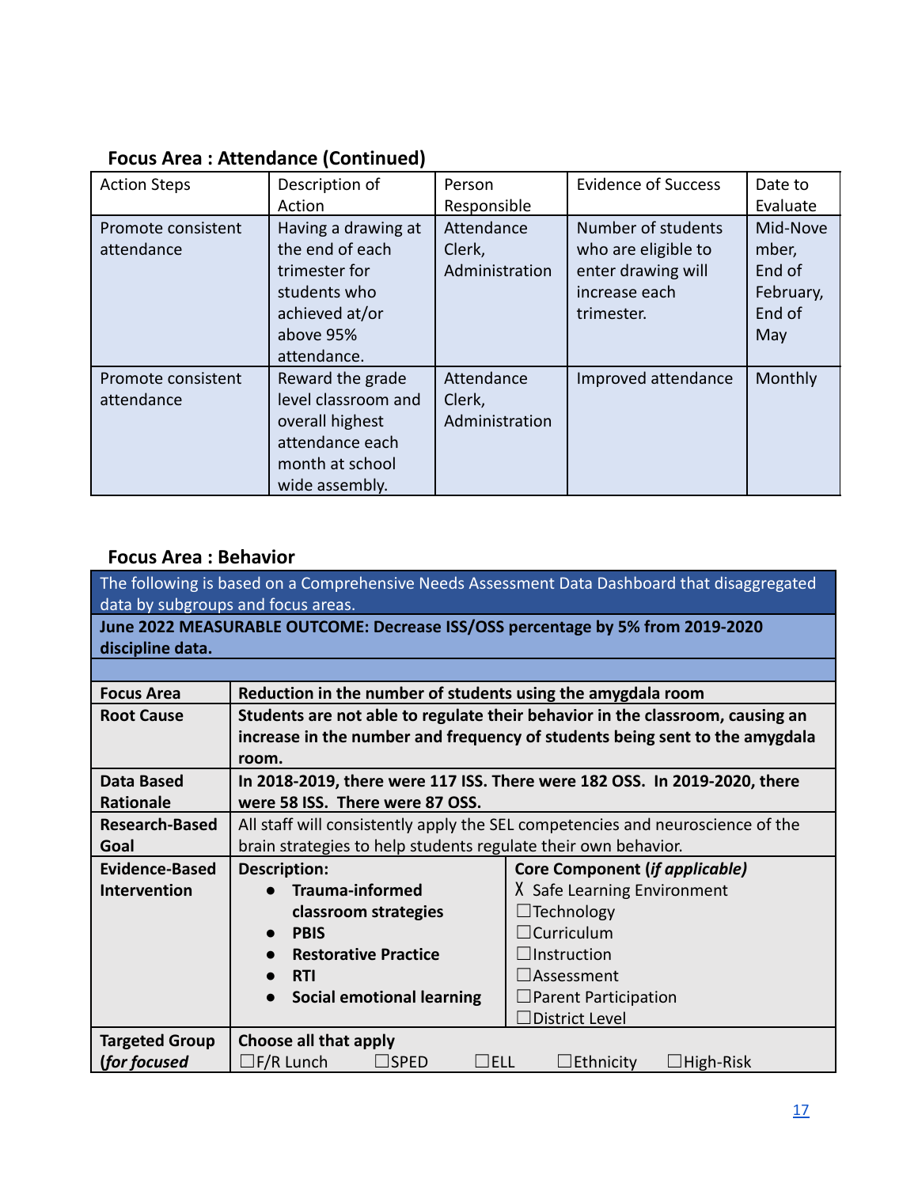### Focus Area : Attendance (Continued)

| Action Steps | Description of Action | Person Responsible | Evidence of Success | Date to Evaluate |
|---|---|---|---|---|
| Promote consistent attendance | Having a drawing at the end of each trimester for students who achieved at/or above 95% attendance. | Attendance Clerk, Administration | Number of students who are eligible to enter drawing will increase each trimester. | Mid-November, End of February, End of May |
| Promote consistent attendance | Reward the grade level classroom and overall highest attendance each month at school wide assembly. | Attendance Clerk, Administration | Improved attendance | Monthly |

### Focus Area : Behavior

| The following is based on a Comprehensive Needs Assessment Data Dashboard that disaggregated data by subgroups and focus areas. | | |
|---|---|---|
| **June 2022 MEASURABLE OUTCOME: Decrease ISS/OSS percentage by 5% from 2019-2020 discipline data.** | | |
| | | |
| **Focus Area** | **Reduction in the number of students using the amygdala room** | |
| **Root Cause** | **Students are not able to regulate their behavior in the classroom, causing an increase in the number and frequency of students being sent to the amygdala room.** | |
| **Data Based Rationale** | **In 2018-2019, there were 117 ISS. There were 182 OSS. In 2019-2020, there were 58 ISS. There were 87 OSS.** | |
| **Research-Based Goal** | All staff will consistently apply the SEL competencies and neuroscience of the brain strategies to help students regulate their own behavior. | |
| **Evidence-Based Intervention** | **Description:**<br>• **Trauma-informed classroom strategies**<br>• **PBIS**<br>• **Restorative Practice**<br>• **RTI**<br>• **Social emotional learning** | **Core Component (*if applicable*)**<br>☓ Safe Learning Environment<br>☐Technology<br>☐Curriculum<br>☐Instruction<br>☐Assessment<br>☐Parent Participation<br>☐District Level |
| **Targeted Group (*for focused*** | **Choose all that apply**<br>☐F/R Lunch ☐SPED ☐ELL ☐Ethnicity ☐High-Risk | |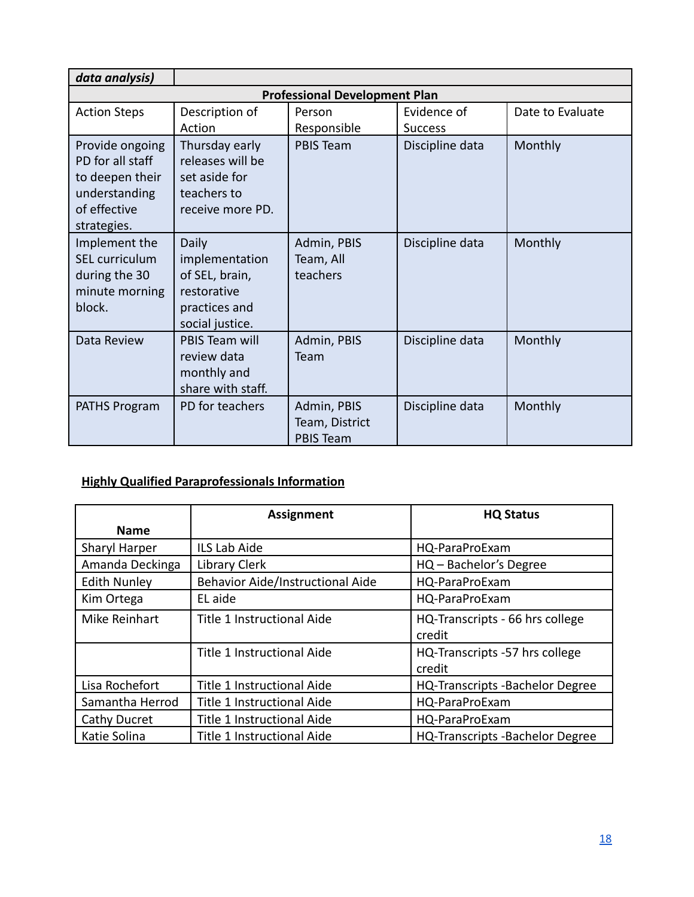| *data analysis)* | | | | |
|---|---|---|---|---|
| **Professional Development Plan** | | | | |
| Action Steps | Description of Action | Person Responsible | Evidence of Success | Date to Evaluate |
| Provide ongoing PD for all staff to deepen their understanding of effective strategies. | Thursday early releases will be set aside for teachers to receive more PD. | PBIS Team | Discipline data | Monthly |
| Implement the SEL curriculum during the 30 minute morning block. | Daily implementation of SEL, brain, restorative practices and social justice. | Admin, PBIS Team, All teachers | Discipline data | Monthly |
| Data Review | PBIS Team will review data monthly and share with staff. | Admin, PBIS Team | Discipline data | Monthly |
| PATHS Program | PD for teachers | Admin, PBIS Team, District PBIS Team | Discipline data | Monthly |

**Highly Qualified Paraprofessionals Information**

| Name | Assignment | HQ Status |
|---|---|---|
| Sharyl Harper | ILS Lab Aide | HQ-ParaProExam |
| Amanda Deckinga | Library Clerk | HQ – Bachelor's Degree |
| Edith Nunley | Behavior Aide/Instructional Aide | HQ-ParaProExam |
| Kim Ortega | EL aide | HQ-ParaProExam |
| Mike Reinhart | Title 1 Instructional Aide | HQ-Transcripts - 66 hrs college credit |
| | Title 1 Instructional Aide | HQ-Transcripts -57 hrs college credit |
| Lisa Rochefort | Title 1 Instructional Aide | HQ-Transcripts -Bachelor Degree |
| Samantha Herrod | Title 1 Instructional Aide | HQ-ParaProExam |
| Cathy Ducret | Title 1 Instructional Aide | HQ-ParaProExam |
| Katie Solina | Title 1 Instructional Aide | HQ-Transcripts -Bachelor Degree |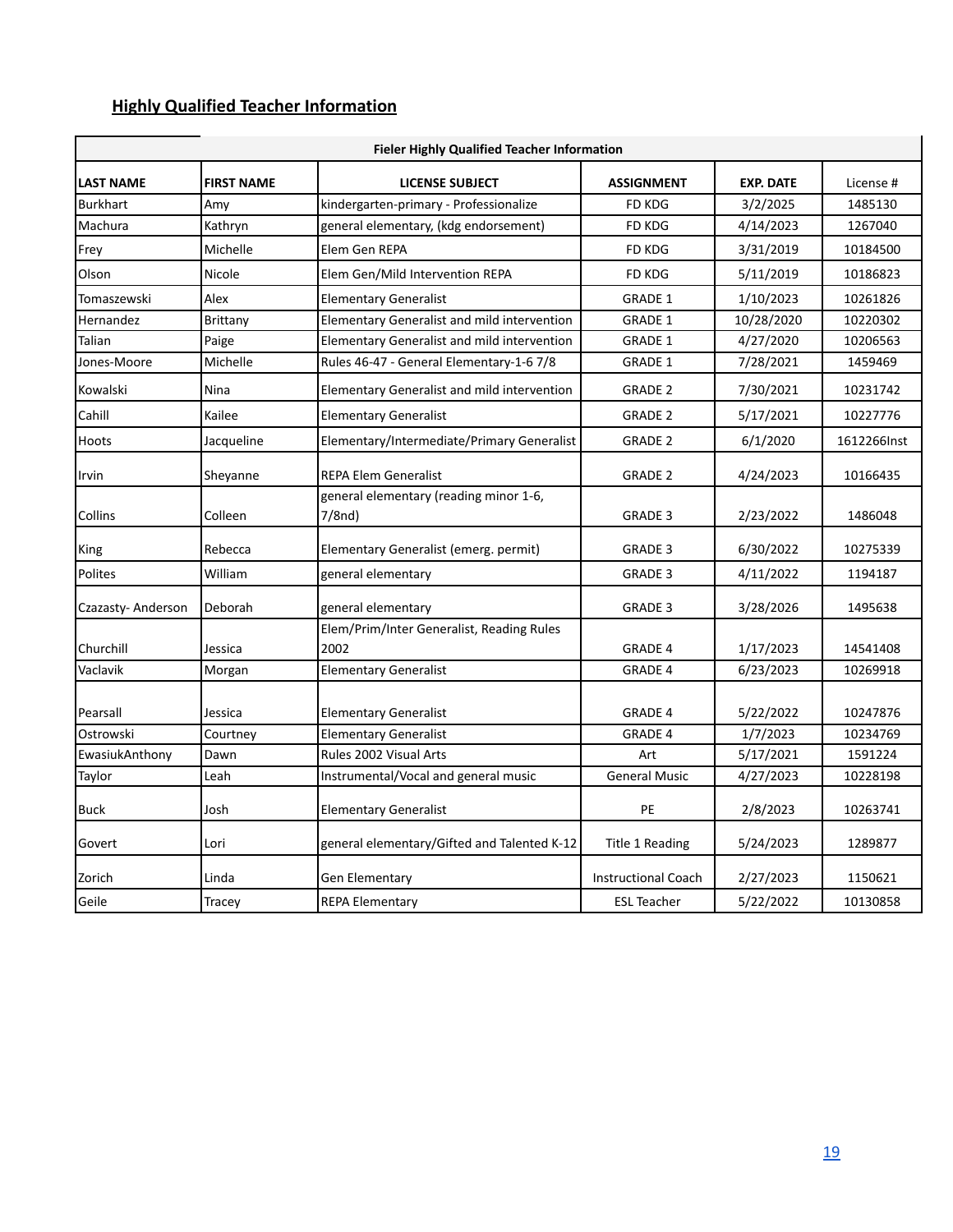## Highly Qualified Teacher Information

| Fieler Highly Qualified Teacher Information | | | | | |
|---|---|---|---|---|---|
| **LAST NAME** | **FIRST NAME** | **LICENSE SUBJECT** | **ASSIGNMENT** | **EXP. DATE** | License # |
| Burkhart | Amy | kindergarten-primary - Professionalize | FD KDG | 3/2/2025 | 1485130 |
| Machura | Kathryn | general elementary, (kdg endorsement) | FD KDG | 4/14/2023 | 1267040 |
| Frey | Michelle | Elem Gen REPA | FD KDG | 3/31/2019 | 10184500 |
| Olson | Nicole | Elem Gen/Mild Intervention REPA | FD KDG | 5/11/2019 | 10186823 |
| Tomaszewski | Alex | Elementary Generalist | GRADE 1 | 1/10/2023 | 10261826 |
| Hernandez | Brittany | Elementary Generalist and mild intervention | GRADE 1 | 10/28/2020 | 10220302 |
| Talian | Paige | Elementary Generalist and mild intervention | GRADE 1 | 4/27/2020 | 10206563 |
| Jones-Moore | Michelle | Rules 46-47 - General Elementary-1-6 7/8 | GRADE 1 | 7/28/2021 | 1459469 |
| Kowalski | Nina | Elementary Generalist and mild intervention | GRADE 2 | 7/30/2021 | 10231742 |
| Cahill | Kailee | Elementary Generalist | GRADE 2 | 5/17/2021 | 10227776 |
| Hoots | Jacqueline | Elementary/Intermediate/Primary Generalist | GRADE 2 | 6/1/2020 | 1612266Inst |
| Irvin | Sheyanne | REPA Elem Generalist | GRADE 2 | 4/24/2023 | 10166435 |
| Collins | Colleen | general elementary (reading minor 1-6, 7/8nd) | GRADE 3 | 2/23/2022 | 1486048 |
| King | Rebecca | Elementary Generalist (emerg. permit) | GRADE 3 | 6/30/2022 | 10275339 |
| Polites | William | general elementary | GRADE 3 | 4/11/2022 | 1194187 |
| Czazasty- Anderson | Deborah | general elementary | GRADE 3 | 3/28/2026 | 1495638 |
| Churchill | Jessica | Elem/Prim/Inter Generalist, Reading Rules 2002 | GRADE 4 | 1/17/2023 | 14541408 |
| Vaclavik | Morgan | Elementary Generalist | GRADE 4 | 6/23/2023 | 10269918 |
| Pearsall | Jessica | Elementary Generalist | GRADE 4 | 5/22/2022 | 10247876 |
| Ostrowski | Courtney | Elementary Generalist | GRADE 4 | 1/7/2023 | 10234769 |
| EwasiukAnthony | Dawn | Rules 2002 Visual Arts | Art | 5/17/2021 | 1591224 |
| Taylor | Leah | Instrumental/Vocal and general music | General Music | 4/27/2023 | 10228198 |
| Buck | Josh | Elementary Generalist | PE | 2/8/2023 | 10263741 |
| Govert | Lori | general elementary/Gifted and Talented K-12 | Title 1 Reading | 5/24/2023 | 1289877 |
| Zorich | Linda | Gen Elementary | Instructional Coach | 2/27/2023 | 1150621 |
| Geile | Tracey | REPA Elementary | ESL Teacher | 5/22/2022 | 10130858 |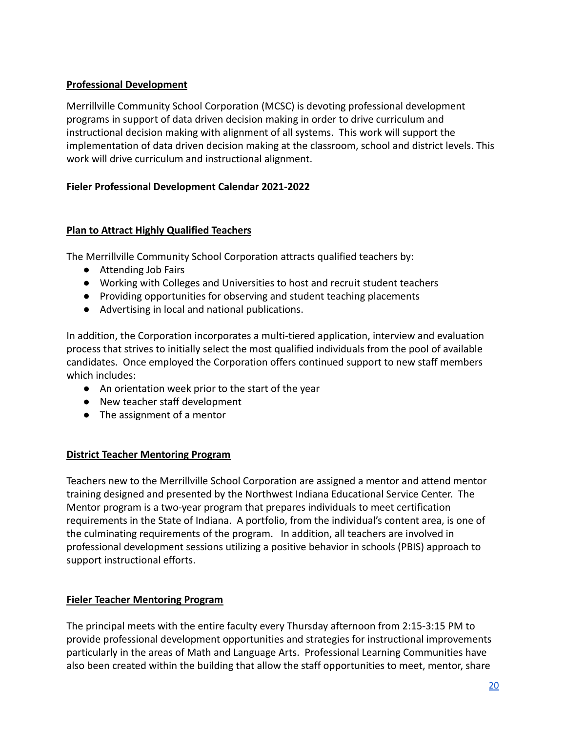## Professional Development

Merrillville Community School Corporation (MCSC) is devoting professional development programs in support of data driven decision making in order to drive curriculum and instructional decision making with alignment of all systems. This work will support the implementation of data driven decision making at the classroom, school and district levels. This work will drive curriculum and instructional alignment.

**Fieler Professional Development Calendar 2021-2022**

## Plan to Attract Highly Qualified Teachers

The Merrillville Community School Corporation attracts qualified teachers by:

- Attending Job Fairs
- Working with Colleges and Universities to host and recruit student teachers
- Providing opportunities for observing and student teaching placements
- Advertising in local and national publications.

In addition, the Corporation incorporates a multi-tiered application, interview and evaluation process that strives to initially select the most qualified individuals from the pool of available candidates. Once employed the Corporation offers continued support to new staff members which includes:

- An orientation week prior to the start of the year
- New teacher staff development
- The assignment of a mentor

## District Teacher Mentoring Program

Teachers new to the Merrillville School Corporation are assigned a mentor and attend mentor training designed and presented by the Northwest Indiana Educational Service Center. The Mentor program is a two-year program that prepares individuals to meet certification requirements in the State of Indiana. A portfolio, from the individual's content area, is one of the culminating requirements of the program. In addition, all teachers are involved in professional development sessions utilizing a positive behavior in schools (PBIS) approach to support instructional efforts.

## Fieler Teacher Mentoring Program

The principal meets with the entire faculty every Thursday afternoon from 2:15-3:15 PM to provide professional development opportunities and strategies for instructional improvements particularly in the areas of Math and Language Arts. Professional Learning Communities have also been created within the building that allow the staff opportunities to meet, mentor, share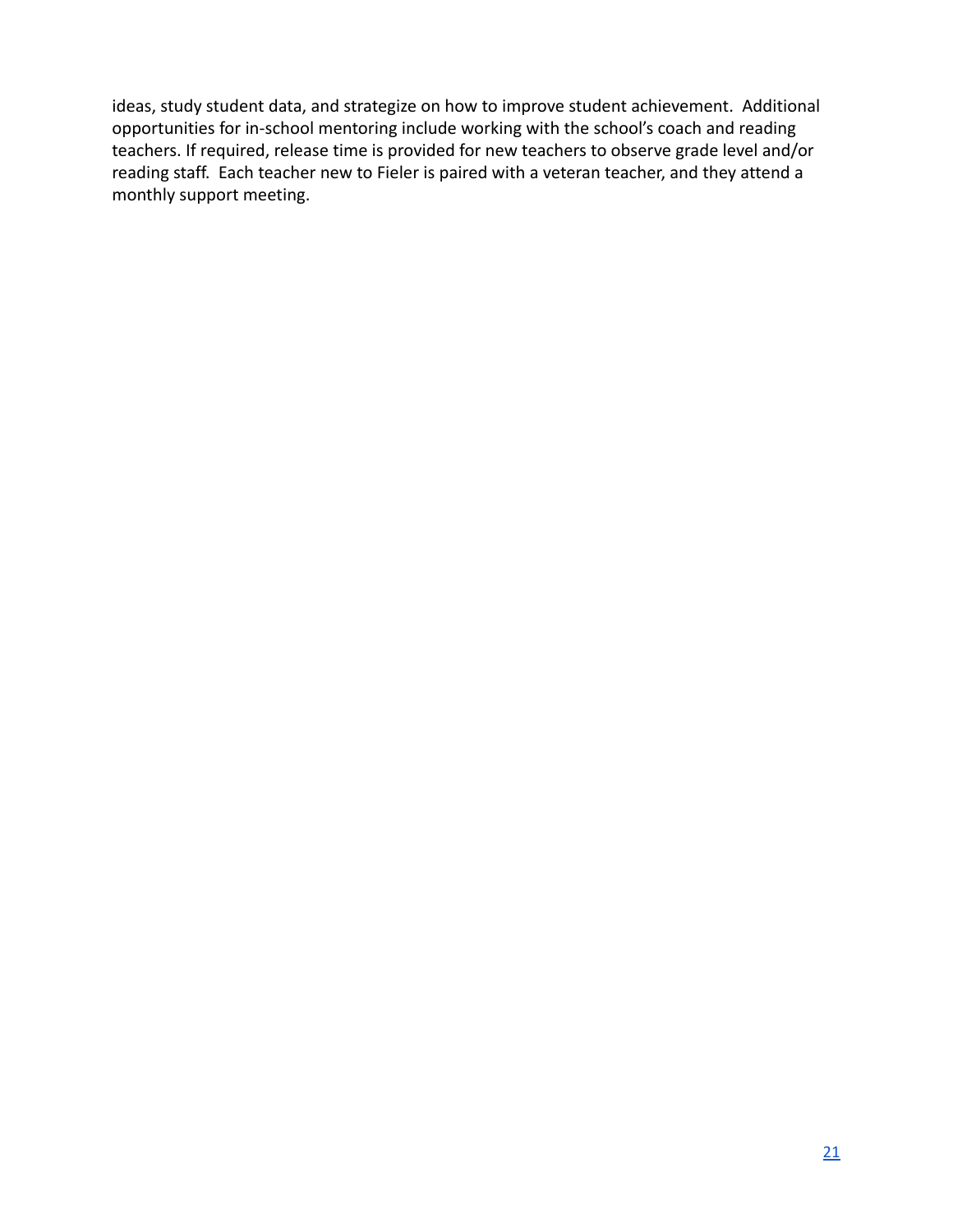ideas, study student data, and strategize on how to improve student achievement. Additional opportunities for in-school mentoring include working with the school's coach and reading teachers. If required, release time is provided for new teachers to observe grade level and/or reading staff. Each teacher new to Fieler is paired with a veteran teacher, and they attend a monthly support meeting.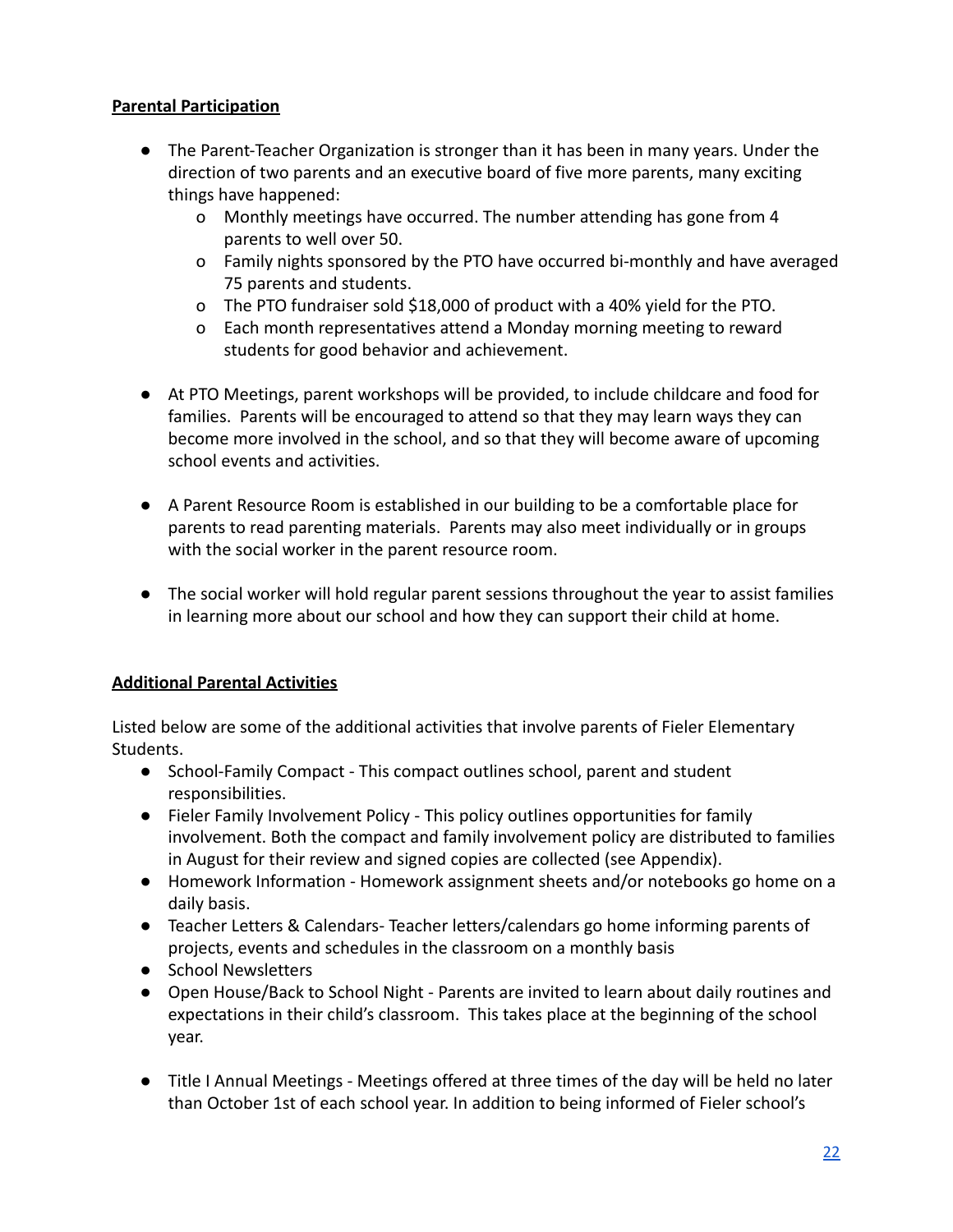**Parental Participation**

- The Parent-Teacher Organization is stronger than it has been in many years. Under the direction of two parents and an executive board of five more parents, many exciting things have happened:
    - Monthly meetings have occurred. The number attending has gone from 4 parents to well over 50.
    - Family nights sponsored by the PTO have occurred bi-monthly and have averaged 75 parents and students.
    - The PTO fundraiser sold $18,000 of product with a 40% yield for the PTO.
    - Each month representatives attend a Monday morning meeting to reward students for good behavior and achievement.

- At PTO Meetings, parent workshops will be provided, to include childcare and food for families. Parents will be encouraged to attend so that they may learn ways they can become more involved in the school, and so that they will become aware of upcoming school events and activities.

- A Parent Resource Room is established in our building to be a comfortable place for parents to read parenting materials. Parents may also meet individually or in groups with the social worker in the parent resource room.

- The social worker will hold regular parent sessions throughout the year to assist families in learning more about our school and how they can support their child at home.

**Additional Parental Activities**

Listed below are some of the additional activities that involve parents of Fieler Elementary Students.

- School-Family Compact - This compact outlines school, parent and student responsibilities.
- Fieler Family Involvement Policy - This policy outlines opportunities for family involvement. Both the compact and family involvement policy are distributed to families in August for their review and signed copies are collected (see Appendix).
- Homework Information - Homework assignment sheets and/or notebooks go home on a daily basis.
- Teacher Letters & Calendars- Teacher letters/calendars go home informing parents of projects, events and schedules in the classroom on a monthly basis
- School Newsletters
- Open House/Back to School Night - Parents are invited to learn about daily routines and expectations in their child's classroom. This takes place at the beginning of the school year.

- Title I Annual Meetings - Meetings offered at three times of the day will be held no later than October 1st of each school year. In addition to being informed of Fieler school's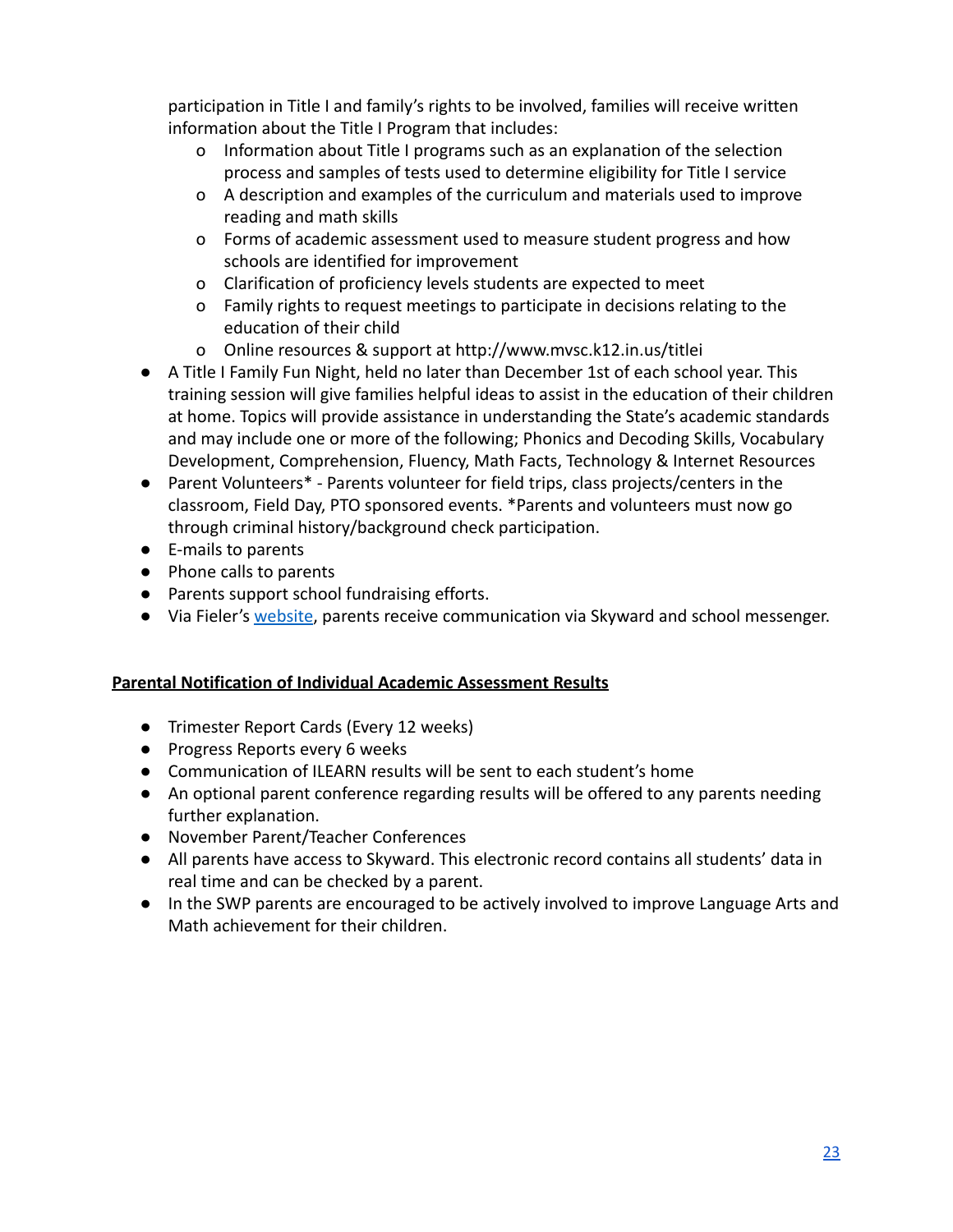participation in Title I and family's rights to be involved, families will receive written information about the Title I Program that includes:

- o Information about Title I programs such as an explanation of the selection process and samples of tests used to determine eligibility for Title I service
- o A description and examples of the curriculum and materials used to improve reading and math skills
- o Forms of academic assessment used to measure student progress and how schools are identified for improvement
- o Clarification of proficiency levels students are expected to meet
- o Family rights to request meetings to participate in decisions relating to the education of their child
- o Online resources & support at http://www.mvsc.k12.in.us/titlei

- A Title I Family Fun Night, held no later than December 1st of each school year. This training session will give families helpful ideas to assist in the education of their children at home. Topics will provide assistance in understanding the State's academic standards and may include one or more of the following; Phonics and Decoding Skills, Vocabulary Development, Comprehension, Fluency, Math Facts, Technology & Internet Resources
- Parent Volunteers* - Parents volunteer for field trips, class projects/centers in the classroom, Field Day, PTO sponsored events. *Parents and volunteers must now go through criminal history/background check participation.
- E-mails to parents
- Phone calls to parents
- Parents support school fundraising efforts.
- Via Fieler's website, parents receive communication via Skyward and school messenger.

**Parental Notification of Individual Academic Assessment Results**

- Trimester Report Cards (Every 12 weeks)
- Progress Reports every 6 weeks
- Communication of ILEARN results will be sent to each student's home
- An optional parent conference regarding results will be offered to any parents needing further explanation.
- November Parent/Teacher Conferences
- All parents have access to Skyward. This electronic record contains all students' data in real time and can be checked by a parent.
- In the SWP parents are encouraged to be actively involved to improve Language Arts and Math achievement for their children.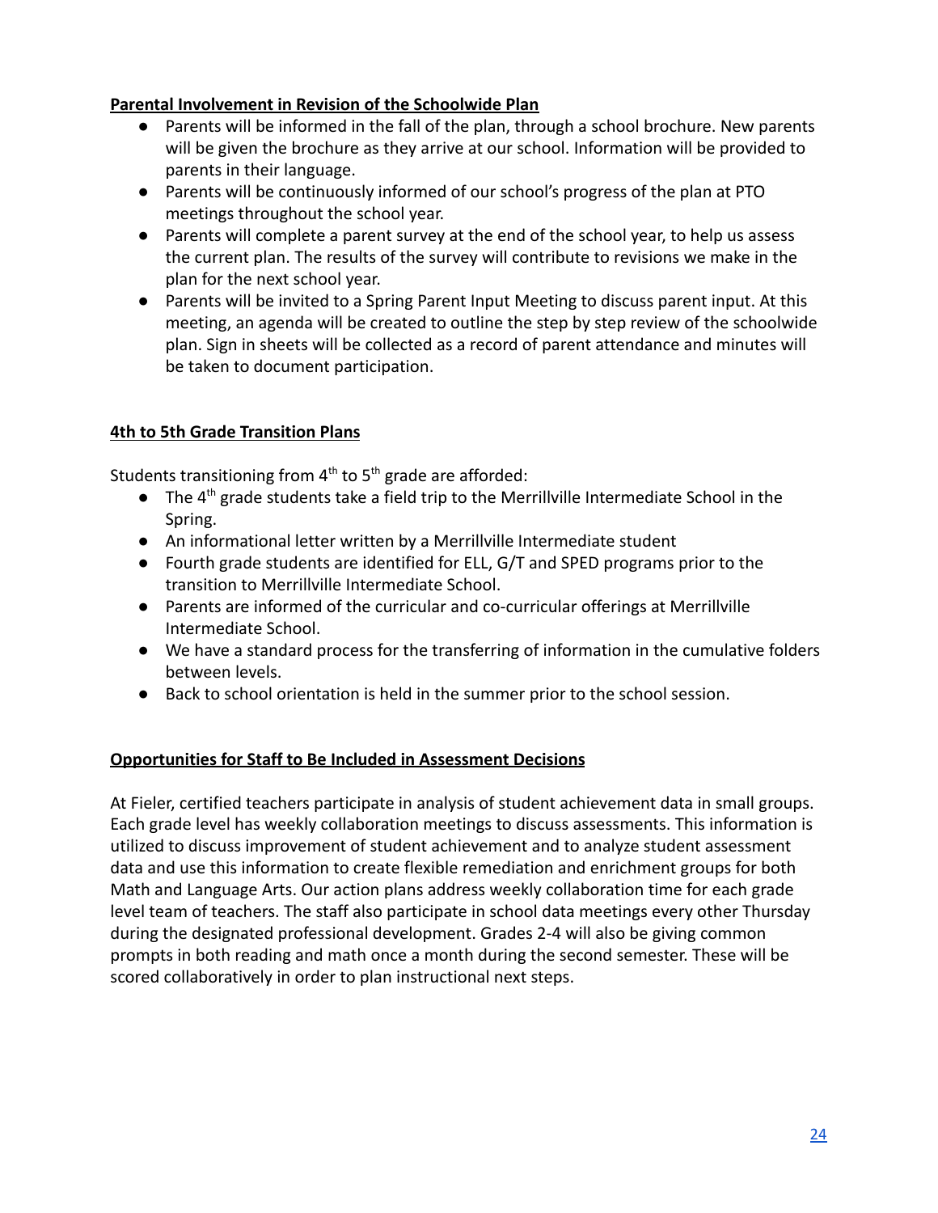**Parental Involvement in Revision of the Schoolwide Plan**

- Parents will be informed in the fall of the plan, through a school brochure. New parents will be given the brochure as they arrive at our school. Information will be provided to parents in their language.
- Parents will be continuously informed of our school's progress of the plan at PTO meetings throughout the school year.
- Parents will complete a parent survey at the end of the school year, to help us assess the current plan. The results of the survey will contribute to revisions we make in the plan for the next school year.
- Parents will be invited to a Spring Parent Input Meeting to discuss parent input. At this meeting, an agenda will be created to outline the step by step review of the schoolwide plan. Sign in sheets will be collected as a record of parent attendance and minutes will be taken to document participation.

**4th to 5th Grade Transition Plans**

Students transitioning from 4th to 5th grade are afforded:

- The 4th grade students take a field trip to the Merrillville Intermediate School in the Spring.
- An informational letter written by a Merrillville Intermediate student
- Fourth grade students are identified for ELL, G/T and SPED programs prior to the transition to Merrillville Intermediate School.
- Parents are informed of the curricular and co-curricular offerings at Merrillville Intermediate School.
- We have a standard process for the transferring of information in the cumulative folders between levels.
- Back to school orientation is held in the summer prior to the school session.

**Opportunities for Staff to Be Included in Assessment Decisions**

At Fieler, certified teachers participate in analysis of student achievement data in small groups. Each grade level has weekly collaboration meetings to discuss assessments. This information is utilized to discuss improvement of student achievement and to analyze student assessment data and use this information to create flexible remediation and enrichment groups for both Math and Language Arts. Our action plans address weekly collaboration time for each grade level team of teachers. The staff also participate in school data meetings every other Thursday during the designated professional development. Grades 2-4 will also be giving common prompts in both reading and math once a month during the second semester. These will be scored collaboratively in order to plan instructional next steps.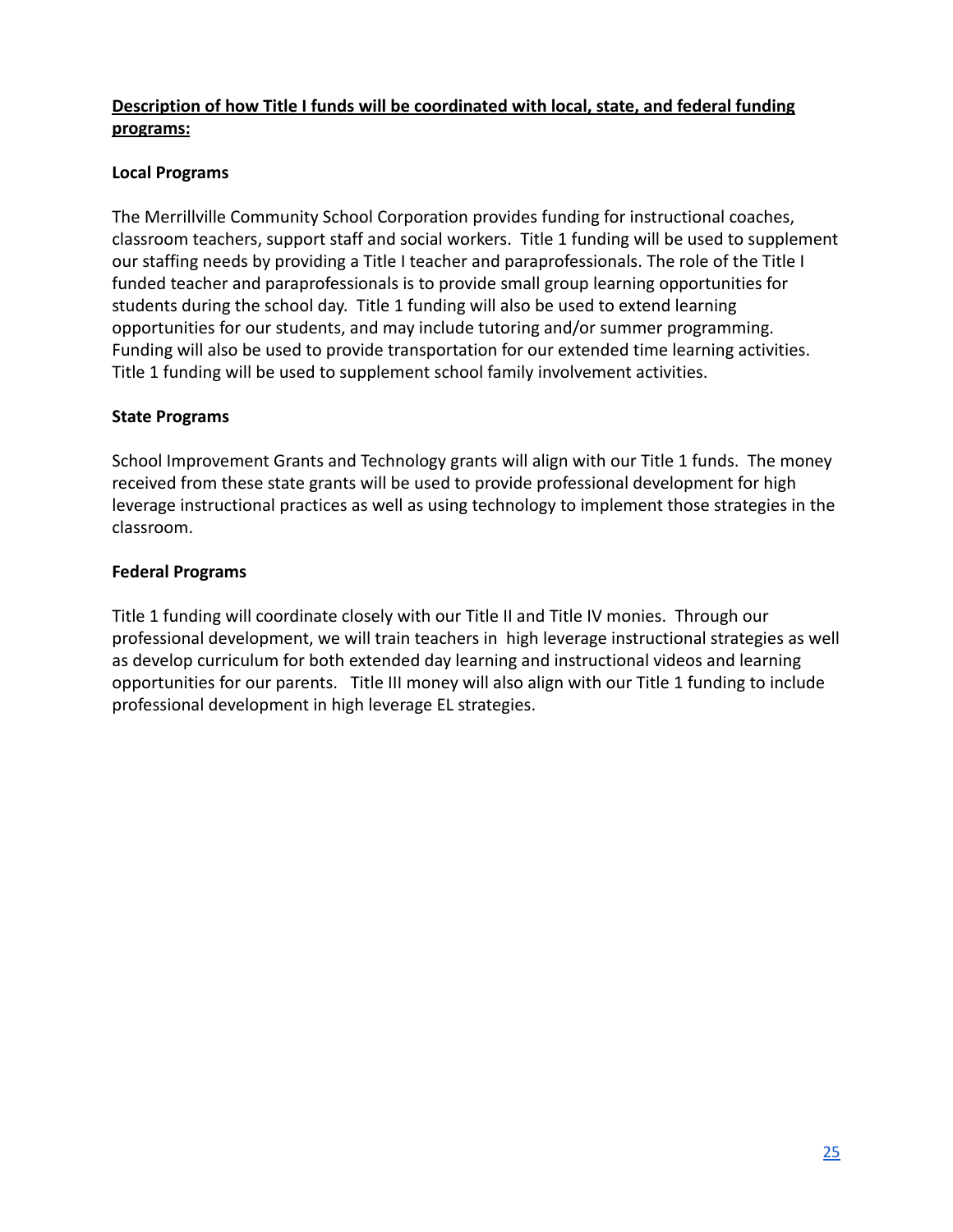**<u>Description of how Title I funds will be coordinated with local, state, and federal funding programs:</u>**

**Local Programs**

The Merrillville Community School Corporation provides funding for instructional coaches, classroom teachers, support staff and social workers. Title 1 funding will be used to supplement our staffing needs by providing a Title I teacher and paraprofessionals. The role of the Title I funded teacher and paraprofessionals is to provide small group learning opportunities for students during the school day. Title 1 funding will also be used to extend learning opportunities for our students, and may include tutoring and/or summer programming. Funding will also be used to provide transportation for our extended time learning activities. Title 1 funding will be used to supplement school family involvement activities.

**State Programs**

School Improvement Grants and Technology grants will align with our Title 1 funds. The money received from these state grants will be used to provide professional development for high leverage instructional practices as well as using technology to implement those strategies in the classroom.

**Federal Programs**

Title 1 funding will coordinate closely with our Title II and Title IV monies. Through our professional development, we will train teachers in high leverage instructional strategies as well as develop curriculum for both extended day learning and instructional videos and learning opportunities for our parents. Title III money will also align with our Title 1 funding to include professional development in high leverage EL strategies.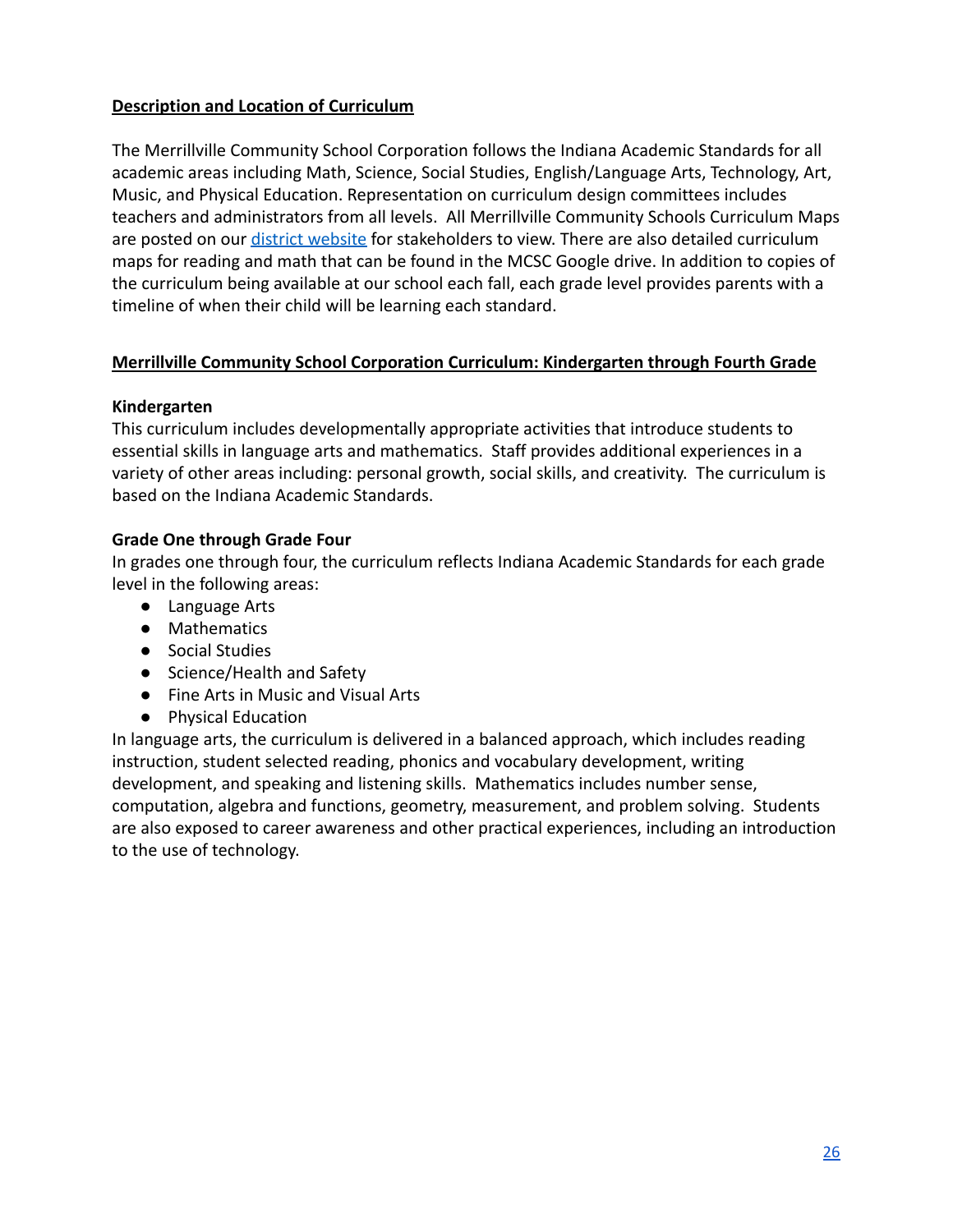## Description and Location of Curriculum

The Merrillville Community School Corporation follows the Indiana Academic Standards for all academic areas including Math, Science, Social Studies, English/Language Arts, Technology, Art, Music, and Physical Education. Representation on curriculum design committees includes teachers and administrators from all levels. All Merrillville Community Schools Curriculum Maps are posted on our district website for stakeholders to view. There are also detailed curriculum maps for reading and math that can be found in the MCSC Google drive. In addition to copies of the curriculum being available at our school each fall, each grade level provides parents with a timeline of when their child will be learning each standard.

## Merrillville Community School Corporation Curriculum: Kindergarten through Fourth Grade

### Kindergarten

This curriculum includes developmentally appropriate activities that introduce students to essential skills in language arts and mathematics. Staff provides additional experiences in a variety of other areas including: personal growth, social skills, and creativity. The curriculum is based on the Indiana Academic Standards.

### Grade One through Grade Four

In grades one through four, the curriculum reflects Indiana Academic Standards for each grade level in the following areas:

- Language Arts
- Mathematics
- Social Studies
- Science/Health and Safety
- Fine Arts in Music and Visual Arts
- Physical Education

In language arts, the curriculum is delivered in a balanced approach, which includes reading instruction, student selected reading, phonics and vocabulary development, writing development, and speaking and listening skills. Mathematics includes number sense, computation, algebra and functions, geometry, measurement, and problem solving. Students are also exposed to career awareness and other practical experiences, including an introduction to the use of technology.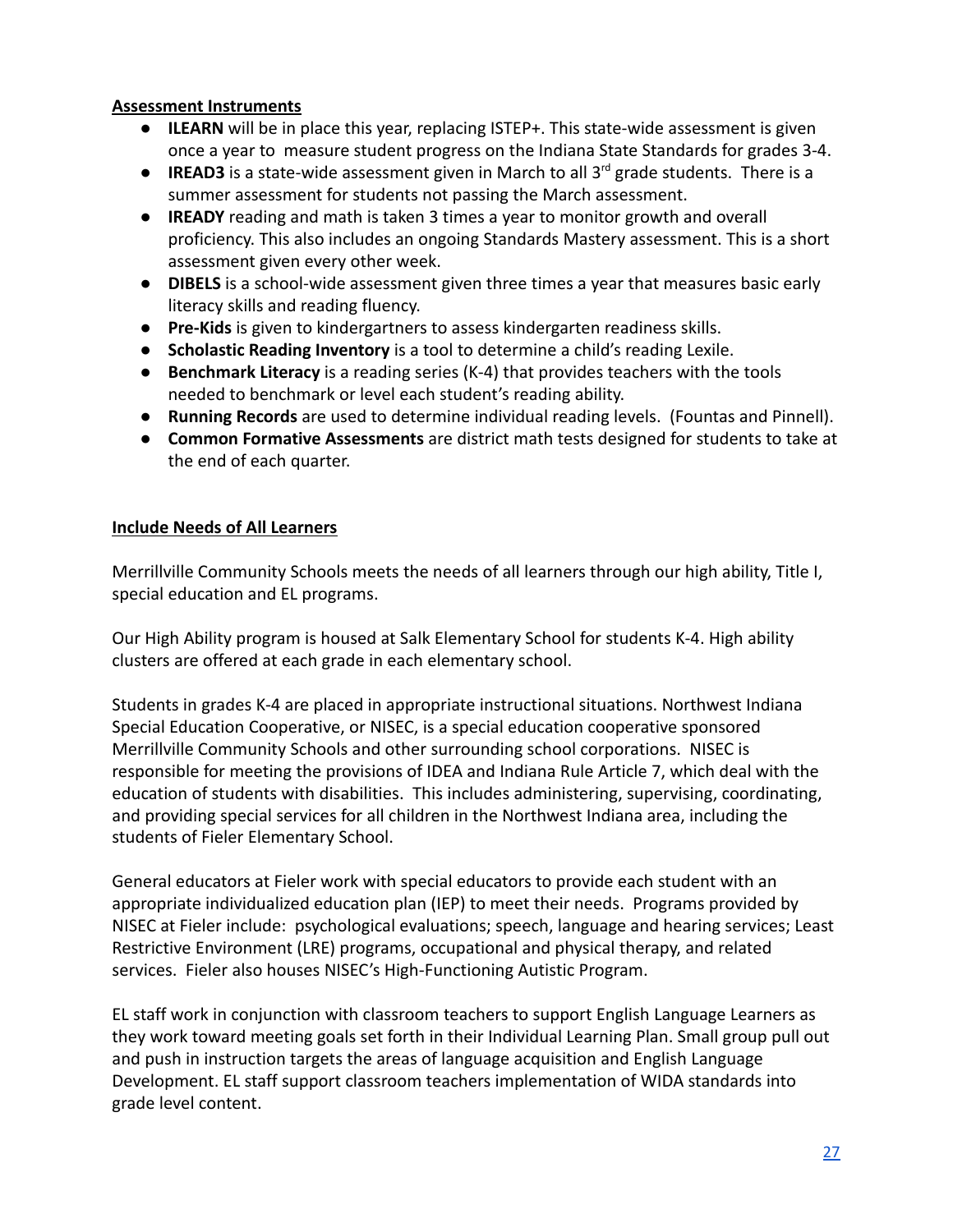**Assessment Instruments**

- **ILEARN** will be in place this year, replacing ISTEP+. This state-wide assessment is given once a year to measure student progress on the Indiana State Standards for grades 3-4.
- **IREAD3** is a state-wide assessment given in March to all 3rd grade students. There is a summer assessment for students not passing the March assessment.
- **IREADY** reading and math is taken 3 times a year to monitor growth and overall proficiency. This also includes an ongoing Standards Mastery assessment. This is a short assessment given every other week.
- **DIBELS** is a school-wide assessment given three times a year that measures basic early literacy skills and reading fluency.
- **Pre-Kids** is given to kindergartners to assess kindergarten readiness skills.
- **Scholastic Reading Inventory** is a tool to determine a child's reading Lexile.
- **Benchmark Literacy** is a reading series (K-4) that provides teachers with the tools needed to benchmark or level each student's reading ability.
- **Running Records** are used to determine individual reading levels. (Fountas and Pinnell).
- **Common Formative Assessments** are district math tests designed for students to take at the end of each quarter.

**Include Needs of All Learners**

Merrillville Community Schools meets the needs of all learners through our high ability, Title I, special education and EL programs.

Our High Ability program is housed at Salk Elementary School for students K-4. High ability clusters are offered at each grade in each elementary school.

Students in grades K-4 are placed in appropriate instructional situations. Northwest Indiana Special Education Cooperative, or NISEC, is a special education cooperative sponsored Merrillville Community Schools and other surrounding school corporations. NISEC is responsible for meeting the provisions of IDEA and Indiana Rule Article 7, which deal with the education of students with disabilities. This includes administering, supervising, coordinating, and providing special services for all children in the Northwest Indiana area, including the students of Fieler Elementary School.

General educators at Fieler work with special educators to provide each student with an appropriate individualized education plan (IEP) to meet their needs. Programs provided by NISEC at Fieler include: psychological evaluations; speech, language and hearing services; Least Restrictive Environment (LRE) programs, occupational and physical therapy, and related services. Fieler also houses NISEC's High-Functioning Autistic Program.

EL staff work in conjunction with classroom teachers to support English Language Learners as they work toward meeting goals set forth in their Individual Learning Plan. Small group pull out and push in instruction targets the areas of language acquisition and English Language Development. EL staff support classroom teachers implementation of WIDA standards into grade level content.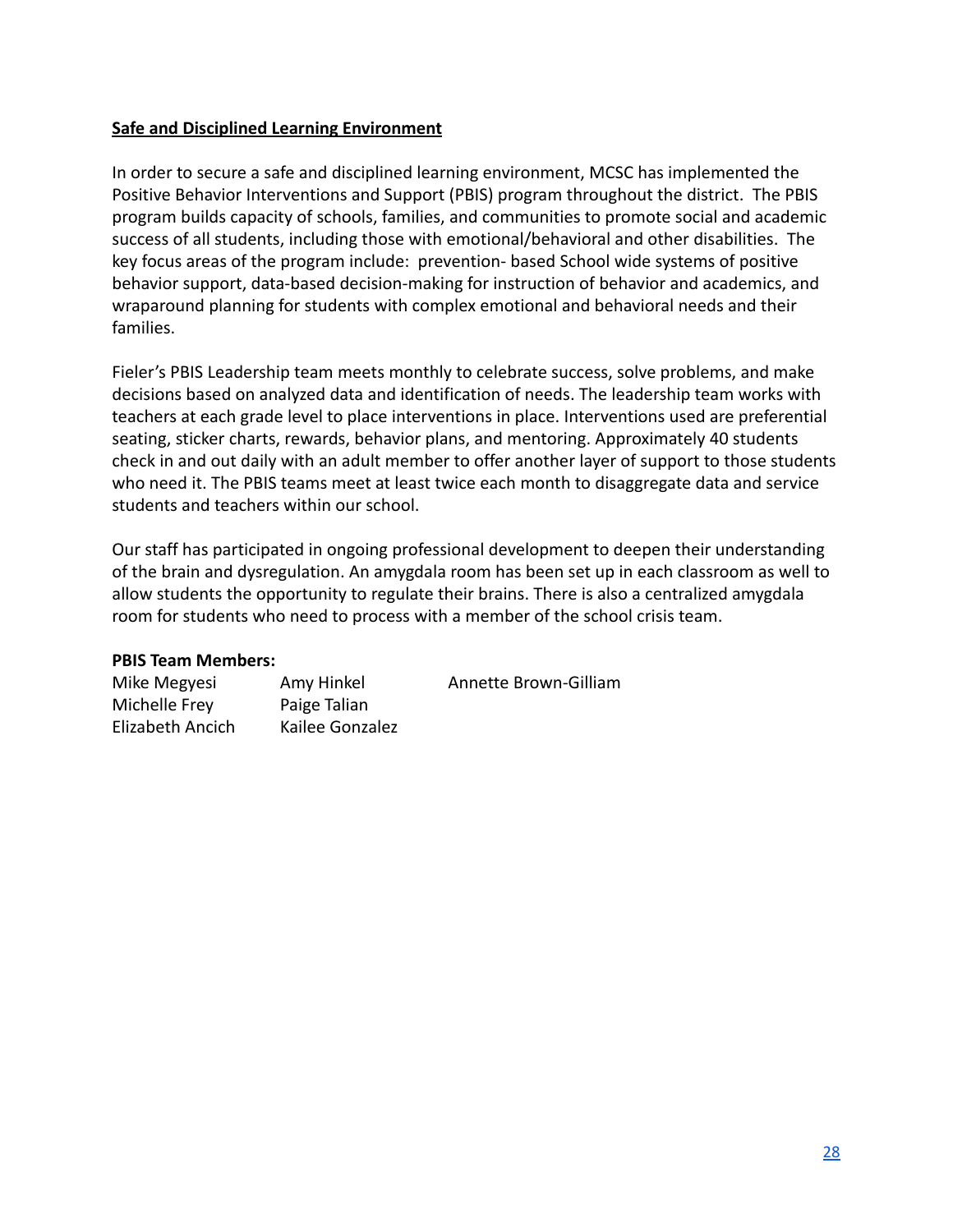## Safe and Disciplined Learning Environment

In order to secure a safe and disciplined learning environment, MCSC has implemented the Positive Behavior Interventions and Support (PBIS) program throughout the district. The PBIS program builds capacity of schools, families, and communities to promote social and academic success of all students, including those with emotional/behavioral and other disabilities. The key focus areas of the program include: prevention- based School wide systems of positive behavior support, data-based decision-making for instruction of behavior and academics, and wraparound planning for students with complex emotional and behavioral needs and their families.

Fieler's PBIS Leadership team meets monthly to celebrate success, solve problems, and make decisions based on analyzed data and identification of needs. The leadership team works with teachers at each grade level to place interventions in place. Interventions used are preferential seating, sticker charts, rewards, behavior plans, and mentoring. Approximately 40 students check in and out daily with an adult member to offer another layer of support to those students who need it. The PBIS teams meet at least twice each month to disaggregate data and service students and teachers within our school.

Our staff has participated in ongoing professional development to deepen their understanding of the brain and dysregulation. An amygdala room has been set up in each classroom as well to allow students the opportunity to regulate their brains. There is also a centralized amygdala room for students who need to process with a member of the school crisis team.

**PBIS Team Members:**

| | | |
|---|---|---|
| Mike Megyesi | Amy Hinkel | Annette Brown-Gilliam |
| Michelle Frey | Paige Talian | |
| Elizabeth Ancich | Kailee Gonzalez | |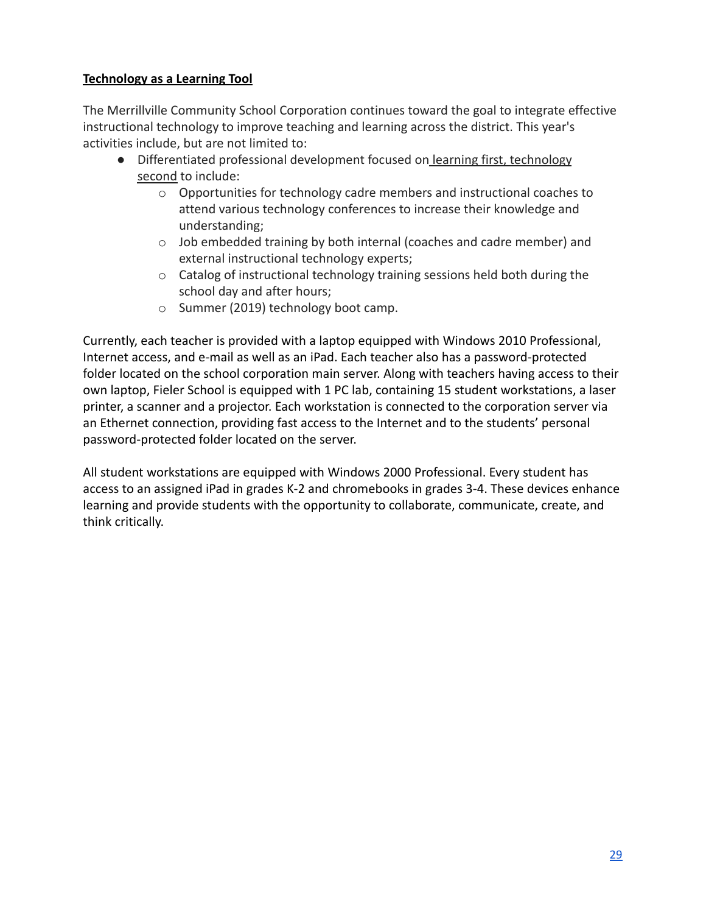**Technology as a Learning Tool**

The Merrillville Community School Corporation continues toward the goal to integrate effective instructional technology to improve teaching and learning across the district. This year's activities include, but are not limited to:

- Differentiated professional development focused on learning first, technology second to include:
  - Opportunities for technology cadre members and instructional coaches to attend various technology conferences to increase their knowledge and understanding;
  - Job embedded training by both internal (coaches and cadre member) and external instructional technology experts;
  - Catalog of instructional technology training sessions held both during the school day and after hours;
  - Summer (2019) technology boot camp.

Currently, each teacher is provided with a laptop equipped with Windows 2010 Professional, Internet access, and e-mail as well as an iPad. Each teacher also has a password-protected folder located on the school corporation main server. Along with teachers having access to their own laptop, Fieler School is equipped with 1 PC lab, containing 15 student workstations, a laser printer, a scanner and a projector. Each workstation is connected to the corporation server via an Ethernet connection, providing fast access to the Internet and to the students' personal password-protected folder located on the server.

All student workstations are equipped with Windows 2000 Professional. Every student has access to an assigned iPad in grades K-2 and chromebooks in grades 3-4. These devices enhance learning and provide students with the opportunity to collaborate, communicate, create, and think critically.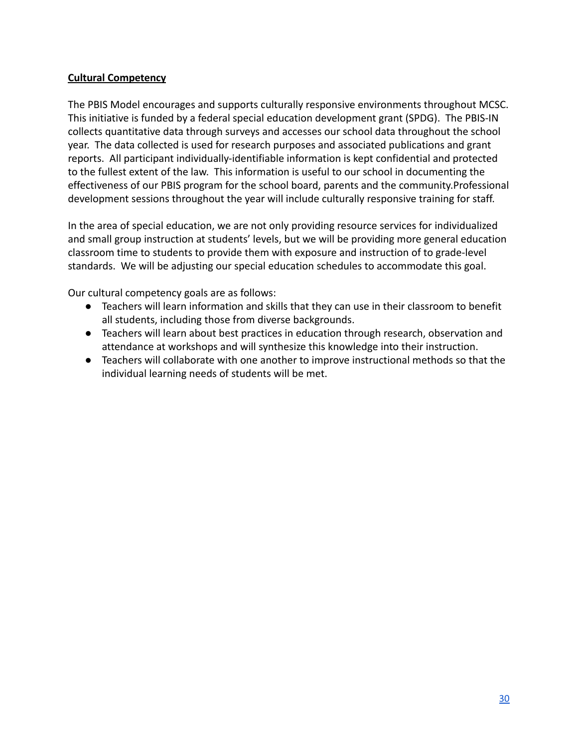**Cultural Competency**

The PBIS Model encourages and supports culturally responsive environments throughout MCSC. This initiative is funded by a federal special education development grant (SPDG). The PBIS-IN collects quantitative data through surveys and accesses our school data throughout the school year. The data collected is used for research purposes and associated publications and grant reports. All participant individually-identifiable information is kept confidential and protected to the fullest extent of the law. This information is useful to our school in documenting the effectiveness of our PBIS program for the school board, parents and the community.Professional development sessions throughout the year will include culturally responsive training for staff.

In the area of special education, we are not only providing resource services for individualized and small group instruction at students' levels, but we will be providing more general education classroom time to students to provide them with exposure and instruction of to grade-level standards. We will be adjusting our special education schedules to accommodate this goal.

Our cultural competency goals are as follows:

- Teachers will learn information and skills that they can use in their classroom to benefit all students, including those from diverse backgrounds.
- Teachers will learn about best practices in education through research, observation and attendance at workshops and will synthesize this knowledge into their instruction.
- Teachers will collaborate with one another to improve instructional methods so that the individual learning needs of students will be met.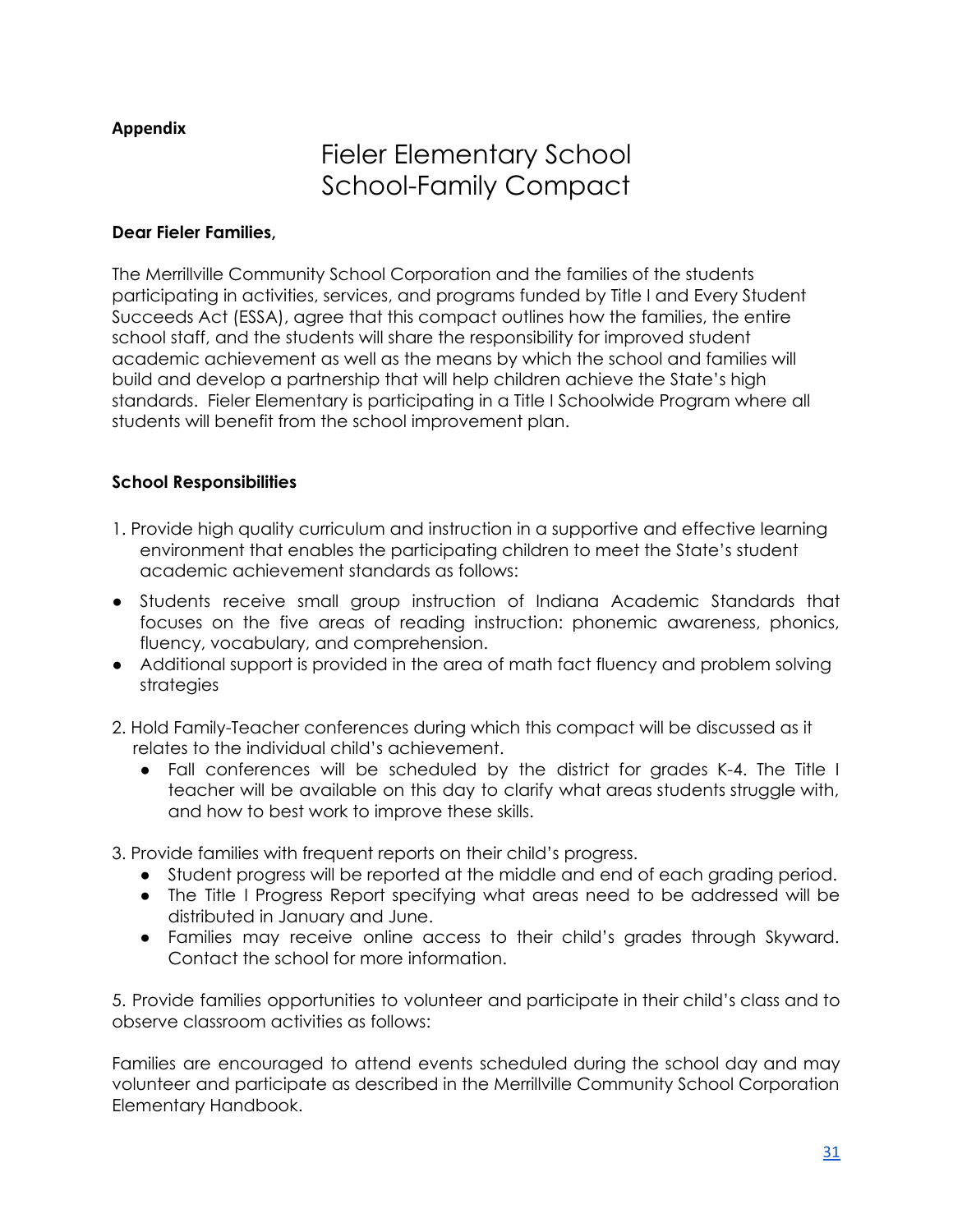**Appendix**

# Fieler Elementary School
# School-Family Compact

**Dear Fieler Families,**

The Merrillville Community School Corporation and the families of the students participating in activities, services, and programs funded by Title I and Every Student Succeeds Act (ESSA), agree that this compact outlines how the families, the entire school staff, and the students will share the responsibility for improved student academic achievement as well as the means by which the school and families will build and develop a partnership that will help children achieve the State's high standards. Fieler Elementary is participating in a Title I Schoolwide Program where all students will benefit from the school improvement plan.

**School Responsibilities**

1. Provide high quality curriculum and instruction in a supportive and effective learning environment that enables the participating children to meet the State's student academic achievement standards as follows:

- Students receive small group instruction of Indiana Academic Standards that focuses on the five areas of reading instruction: phonemic awareness, phonics, fluency, vocabulary, and comprehension.
- Additional support is provided in the area of math fact fluency and problem solving strategies

2. Hold Family-Teacher conferences during which this compact will be discussed as it relates to the individual child's achievement.
   - Fall conferences will be scheduled by the district for grades K-4. The Title I teacher will be available on this day to clarify what areas students struggle with, and how to best work to improve these skills.

3. Provide families with frequent reports on their child's progress.
   - Student progress will be reported at the middle and end of each grading period.
   - The Title I Progress Report specifying what areas need to be addressed will be distributed in January and June.
   - Families may receive online access to their child's grades through Skyward. Contact the school for more information.

5. Provide families opportunities to volunteer and participate in their child's class and to observe classroom activities as follows:

Families are encouraged to attend events scheduled during the school day and may volunteer and participate as described in the Merrillville Community School Corporation Elementary Handbook.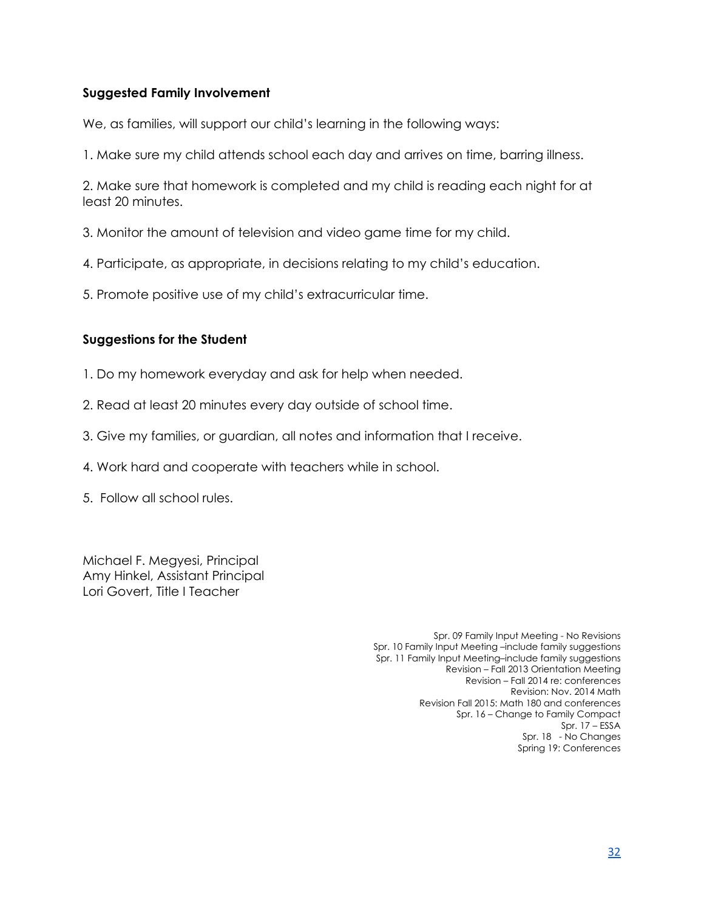### Suggested Family Involvement

We, as families, will support our child's learning in the following ways:

1. Make sure my child attends school each day and arrives on time, barring illness.

2. Make sure that homework is completed and my child is reading each night for at least 20 minutes.

3. Monitor the amount of television and video game time for my child.

4. Participate, as appropriate, in decisions relating to my child's education.

5. Promote positive use of my child's extracurricular time.

### Suggestions for the Student

1. Do my homework everyday and ask for help when needed.

2. Read at least 20 minutes every day outside of school time.

3. Give my families, or guardian, all notes and information that I receive.

4. Work hard and cooperate with teachers while in school.

5. Follow all school rules.

Michael F. Megyesi, Principal
Amy Hinkel, Assistant Principal
Lori Govert, Title I Teacher

Spr. 09 Family Input Meeting - No Revisions
Spr. 10 Family Input Meeting –include family suggestions
Spr. 11 Family Input Meeting–include family suggestions
Revision – Fall 2013 Orientation Meeting
Revision – Fall 2014 re: conferences
Revision: Nov. 2014 Math
Revision Fall 2015: Math 180 and conferences
Spr. 16 – Change to Family Compact
Spr. 17 – ESSA
Spr. 18 - No Changes
Spring 19: Conferences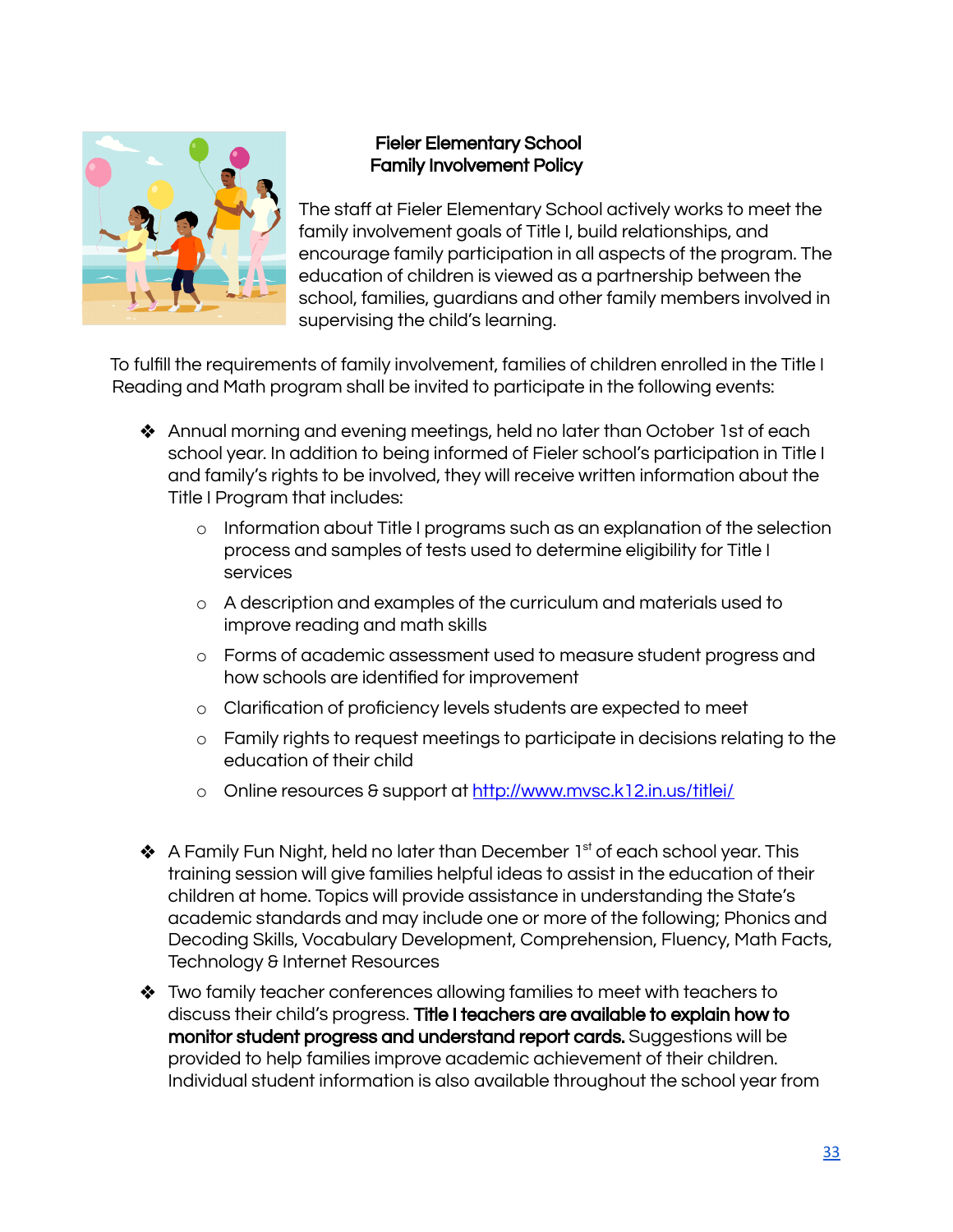## Fieler Elementary School
## Family Involvement Policy

The staff at Fieler Elementary School actively works to meet the family involvement goals of Title I, build relationships, and encourage family participation in all aspects of the program. The education of children is viewed as a partnership between the school, families, guardians and other family members involved in supervising the child's learning.

To fulfill the requirements of family involvement, families of children enrolled in the Title I Reading and Math program shall be invited to participate in the following events:

- Annual morning and evening meetings, held no later than October 1st of each school year. In addition to being informed of Fieler school's participation in Title I and family's rights to be involved, they will receive written information about the Title I Program that includes:
  - Information about Title I programs such as an explanation of the selection process and samples of tests used to determine eligibility for Title I services
  - A description and examples of the curriculum and materials used to improve reading and math skills
  - Forms of academic assessment used to measure student progress and how schools are identified for improvement
  - Clarification of proficiency levels students are expected to meet
  - Family rights to request meetings to participate in decisions relating to the education of their child
  - Online resources & support at [http://www.mvsc.k12.in.us/titlei/](http://www.mvsc.k12.in.us/titlei/)

- A Family Fun Night, held no later than December 1st of each school year. This training session will give families helpful ideas to assist in the education of their children at home. Topics will provide assistance in understanding the State's academic standards and may include one or more of the following; Phonics and Decoding Skills, Vocabulary Development, Comprehension, Fluency, Math Facts, Technology & Internet Resources

- Two family teacher conferences allowing families to meet with teachers to discuss their child's progress. **Title I teachers are available to explain how to monitor student progress and understand report cards.** Suggestions will be provided to help families improve academic achievement of their children. Individual student information is also available throughout the school year from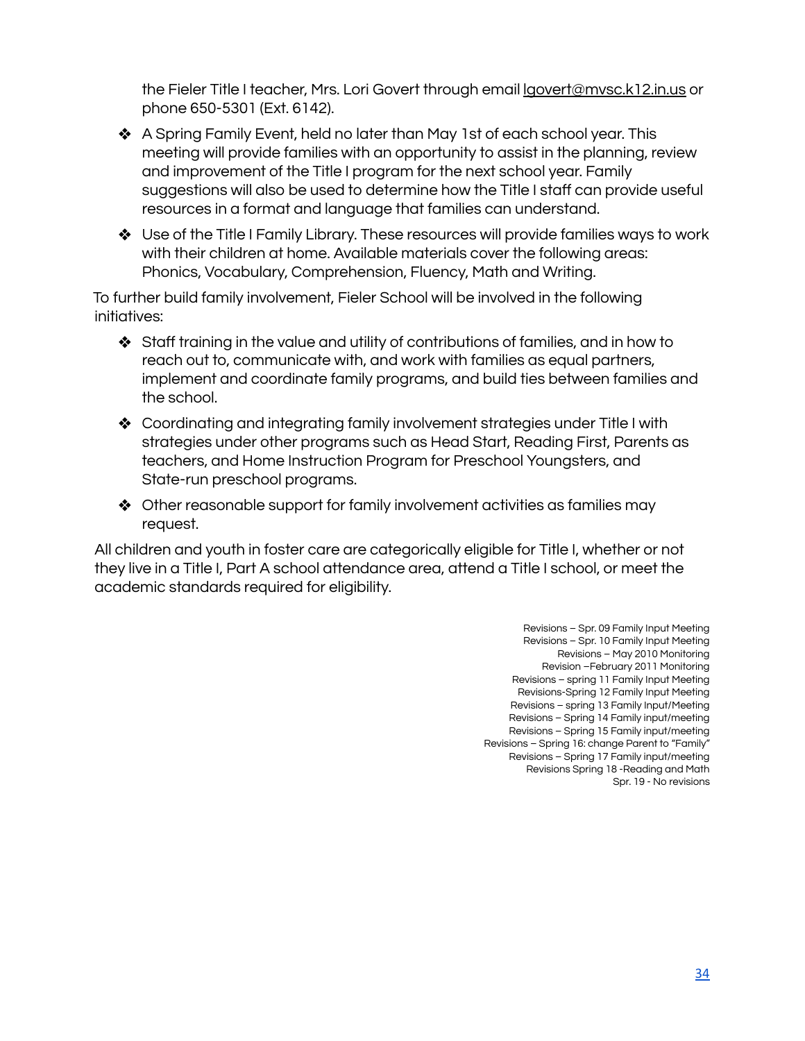the Fieler Title I teacher, Mrs. Lori Govert through email lgovert@mvsc.k12.in.us or phone 650-5301 (Ext. 6142).

- A Spring Family Event, held no later than May 1st of each school year. This meeting will provide families with an opportunity to assist in the planning, review and improvement of the Title I program for the next school year. Family suggestions will also be used to determine how the Title I staff can provide useful resources in a format and language that families can understand.
- Use of the Title I Family Library. These resources will provide families ways to work with their children at home. Available materials cover the following areas: Phonics, Vocabulary, Comprehension, Fluency, Math and Writing.

To further build family involvement, Fieler School will be involved in the following initiatives:

- Staff training in the value and utility of contributions of families, and in how to reach out to, communicate with, and work with families as equal partners, implement and coordinate family programs, and build ties between families and the school.
- Coordinating and integrating family involvement strategies under Title I with strategies under other programs such as Head Start, Reading First, Parents as teachers, and Home Instruction Program for Preschool Youngsters, and State-run preschool programs.
- Other reasonable support for family involvement activities as families may request.

All children and youth in foster care are categorically eligible for Title I, whether or not they live in a Title I, Part A school attendance area, attend a Title I school, or meet the academic standards required for eligibility.

Revisions – Spr. 09 Family Input Meeting
Revisions – Spr. 10 Family Input Meeting
Revisions – May 2010 Monitoring
Revision –February 2011 Monitoring
Revisions – spring 11 Family Input Meeting
Revisions-Spring 12 Family Input Meeting
Revisions – spring 13 Family Input/Meeting
Revisions – Spring 14 Family input/meeting
Revisions – Spring 15 Family input/meeting
Revisions – Spring 16: change Parent to "Family"
Revisions – Spring 17 Family input/meeting
Revisions Spring 18 -Reading and Math
Spr. 19 - No revisions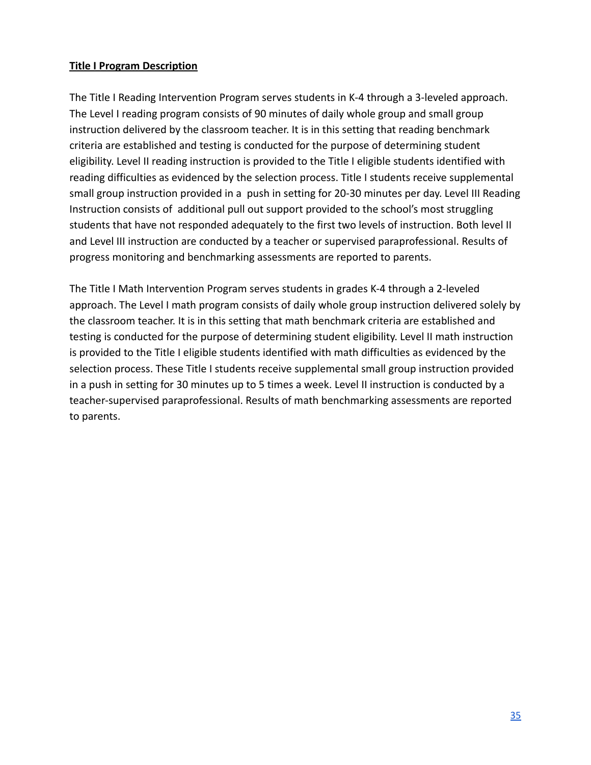**Title I Program Description**

The Title I Reading Intervention Program serves students in K-4 through a 3-leveled approach. The Level I reading program consists of 90 minutes of daily whole group and small group instruction delivered by the classroom teacher. It is in this setting that reading benchmark criteria are established and testing is conducted for the purpose of determining student eligibility. Level II reading instruction is provided to the Title I eligible students identified with reading difficulties as evidenced by the selection process. Title I students receive supplemental small group instruction provided in a push in setting for 20-30 minutes per day. Level III Reading Instruction consists of additional pull out support provided to the school's most struggling students that have not responded adequately to the first two levels of instruction. Both level II and Level III instruction are conducted by a teacher or supervised paraprofessional. Results of progress monitoring and benchmarking assessments are reported to parents.

The Title I Math Intervention Program serves students in grades K-4 through a 2-leveled approach. The Level I math program consists of daily whole group instruction delivered solely by the classroom teacher. It is in this setting that math benchmark criteria are established and testing is conducted for the purpose of determining student eligibility. Level II math instruction is provided to the Title I eligible students identified with math difficulties as evidenced by the selection process. These Title I students receive supplemental small group instruction provided in a push in setting for 30 minutes up to 5 times a week. Level II instruction is conducted by a teacher-supervised paraprofessional. Results of math benchmarking assessments are reported to parents.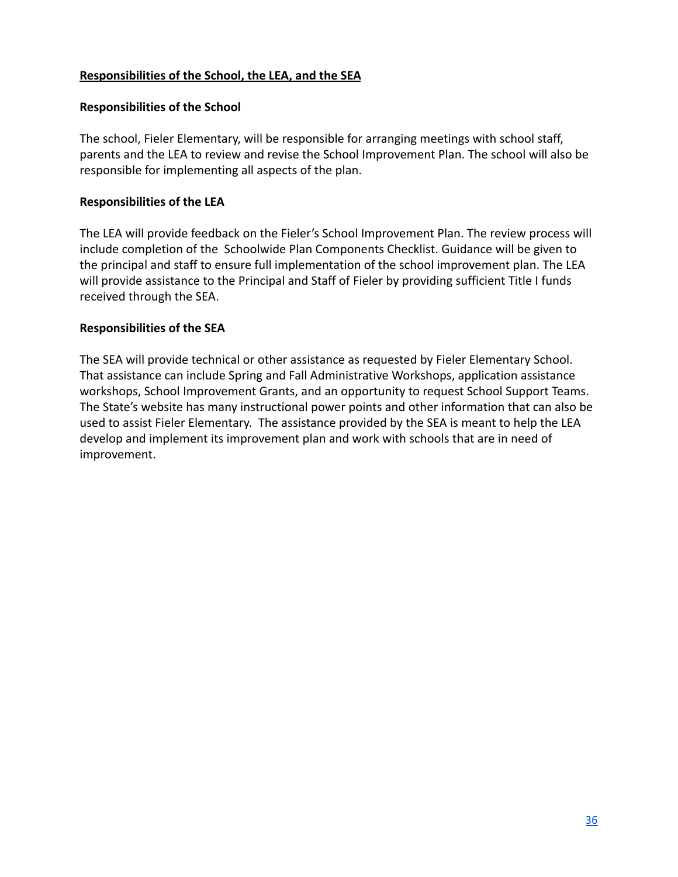## Responsibilities of the School, the LEA, and the SEA

### Responsibilities of the School

The school, Fieler Elementary, will be responsible for arranging meetings with school staff, parents and the LEA to review and revise the School Improvement Plan. The school will also be responsible for implementing all aspects of the plan.

### Responsibilities of the LEA

The LEA will provide feedback on the Fieler's School Improvement Plan. The review process will include completion of the Schoolwide Plan Components Checklist. Guidance will be given to the principal and staff to ensure full implementation of the school improvement plan. The LEA will provide assistance to the Principal and Staff of Fieler by providing sufficient Title I funds received through the SEA.

### Responsibilities of the SEA

The SEA will provide technical or other assistance as requested by Fieler Elementary School. That assistance can include Spring and Fall Administrative Workshops, application assistance workshops, School Improvement Grants, and an opportunity to request School Support Teams. The State's website has many instructional power points and other information that can also be used to assist Fieler Elementary. The assistance provided by the SEA is meant to help the LEA develop and implement its improvement plan and work with schools that are in need of improvement.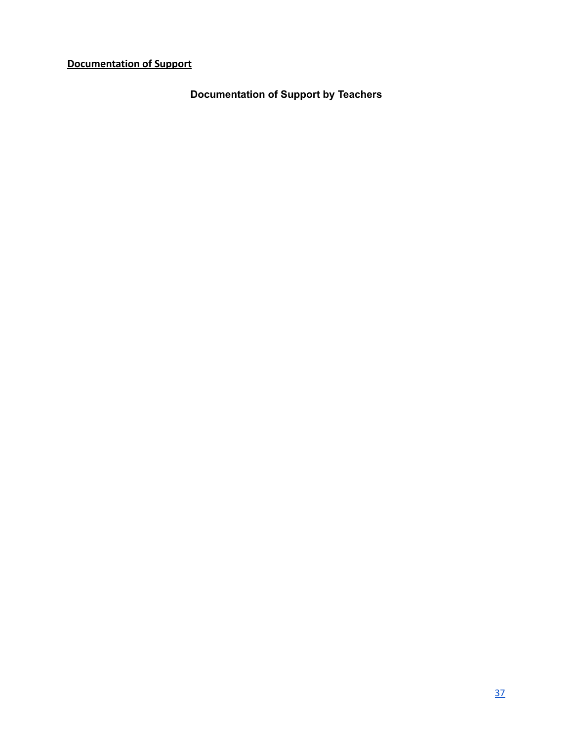**Documentation of Support**

## Documentation of Support by Teachers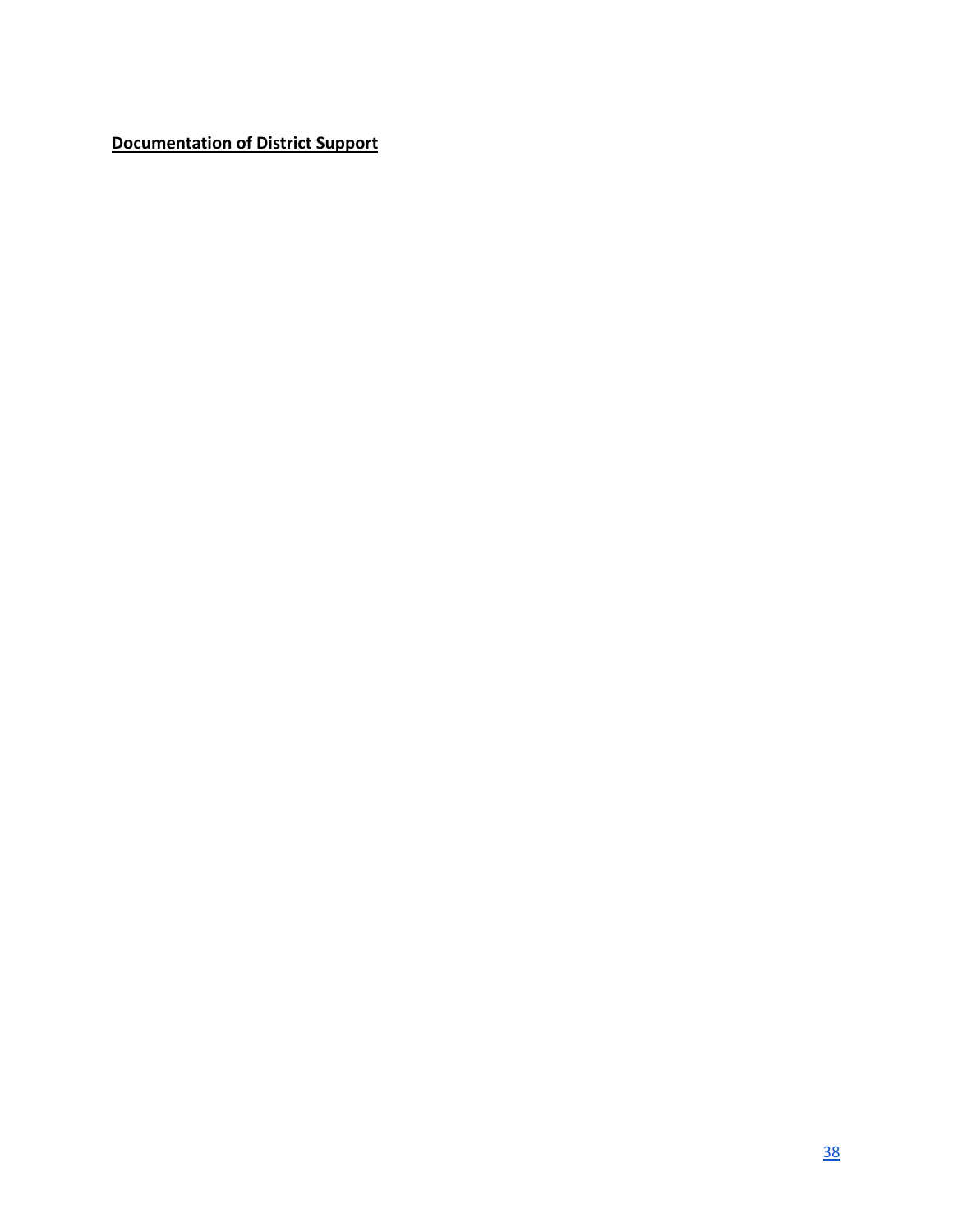**Documentation of District Support**